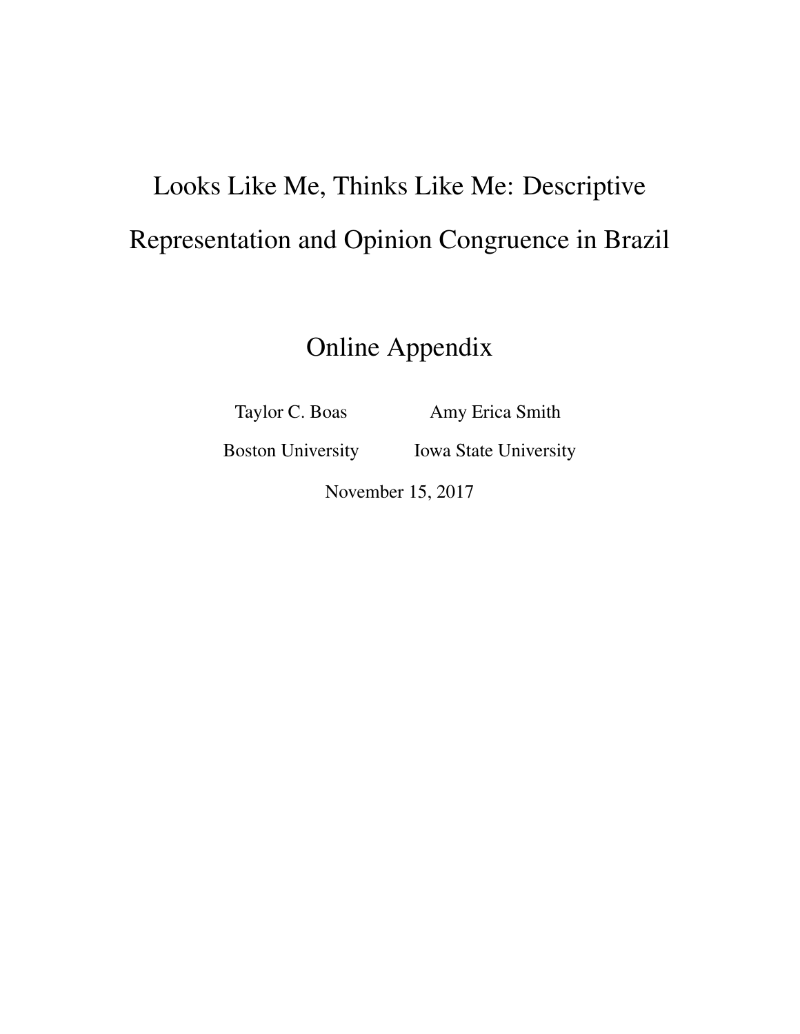# Looks Like Me, Thinks Like Me: Descriptive Representation and Opinion Congruence in Brazil

## Online Appendix

Taylor C. Boas
Boston University

Amy Erica Smith
Iowa State University

November 15, 2017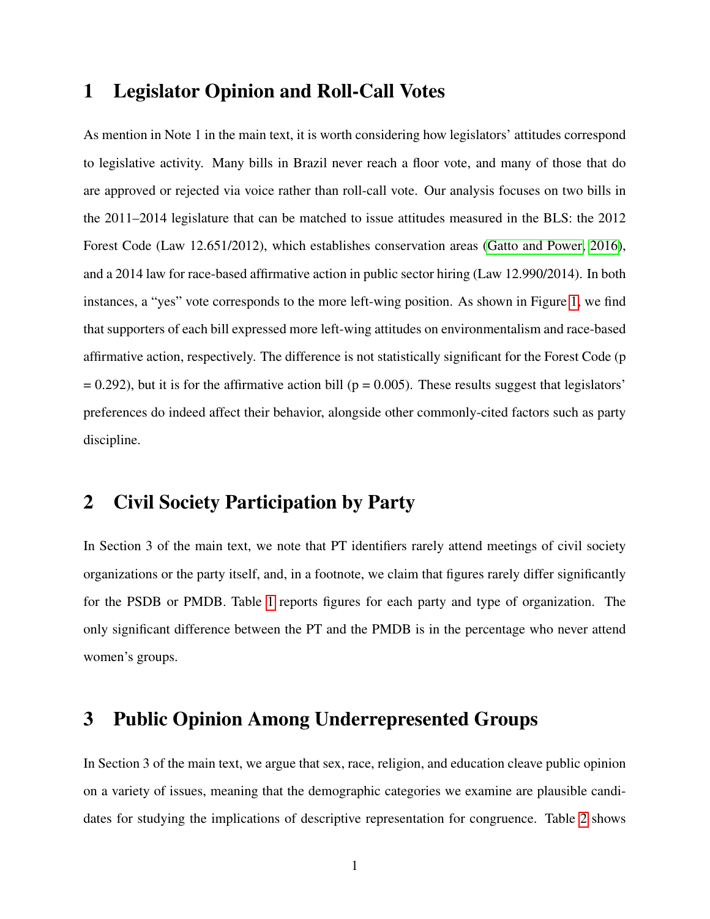# 1 Legislator Opinion and Roll-Call Votes

As mention in Note 1 in the main text, it is worth considering how legislators' attitudes correspond to legislative activity. Many bills in Brazil never reach a floor vote, and many of those that do are approved or rejected via voice rather than roll-call vote. Our analysis focuses on two bills in the 2011–2014 legislature that can be matched to issue attitudes measured in the BLS: the 2012 Forest Code (Law 12.651/2012), which establishes conservation areas (Gatto and Power, 2016), and a 2014 law for race-based affirmative action in public sector hiring (Law 12.990/2014). In both instances, a "yes" vote corresponds to the more left-wing position. As shown in Figure 1, we find that supporters of each bill expressed more left-wing attitudes on environmentalism and race-based affirmative action, respectively. The difference is not statistically significant for the Forest Code (p = 0.292), but it is for the affirmative action bill (p = 0.005). These results suggest that legislators' preferences do indeed affect their behavior, alongside other commonly-cited factors such as party discipline.

# 2 Civil Society Participation by Party

In Section 3 of the main text, we note that PT identifiers rarely attend meetings of civil society organizations or the party itself, and, in a footnote, we claim that figures rarely differ significantly for the PSDB or PMDB. Table 1 reports figures for each party and type of organization. The only significant difference between the PT and the PMDB is in the percentage who never attend women's groups.

# 3 Public Opinion Among Underrepresented Groups

In Section 3 of the main text, we argue that sex, race, religion, and education cleave public opinion on a variety of issues, meaning that the demographic categories we examine are plausible candidates for studying the implications of descriptive representation for congruence. Table 2 shows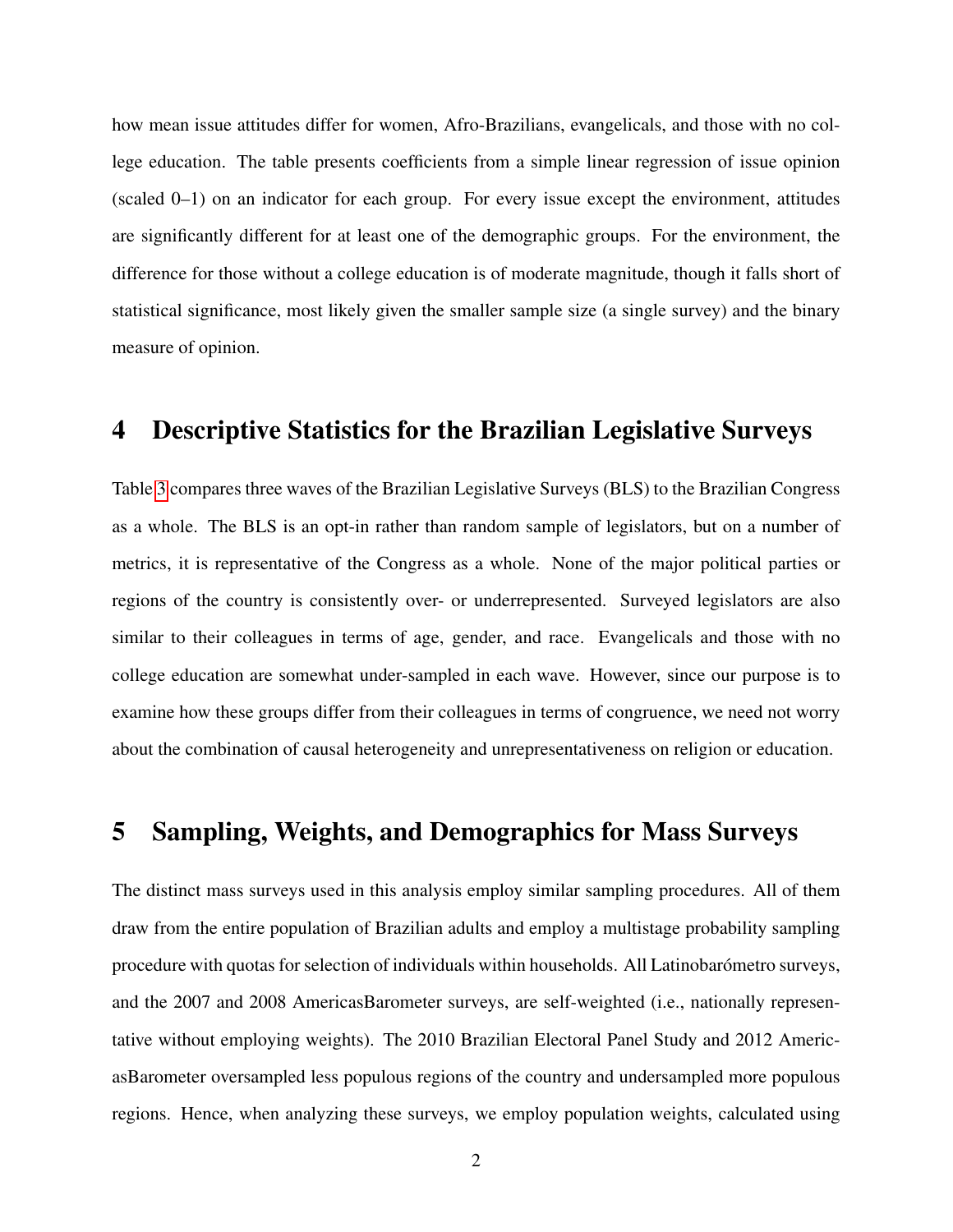how mean issue attitudes differ for women, Afro-Brazilians, evangelicals, and those with no college education. The table presents coefficients from a simple linear regression of issue opinion (scaled 0–1) on an indicator for each group. For every issue except the environment, attitudes are significantly different for at least one of the demographic groups. For the environment, the difference for those without a college education is of moderate magnitude, though it falls short of statistical significance, most likely given the smaller sample size (a single survey) and the binary measure of opinion.

## 4 Descriptive Statistics for the Brazilian Legislative Surveys

Table 3 compares three waves of the Brazilian Legislative Surveys (BLS) to the Brazilian Congress as a whole. The BLS is an opt-in rather than random sample of legislators, but on a number of metrics, it is representative of the Congress as a whole. None of the major political parties or regions of the country is consistently over- or underrepresented. Surveyed legislators are also similar to their colleagues in terms of age, gender, and race. Evangelicals and those with no college education are somewhat under-sampled in each wave. However, since our purpose is to examine how these groups differ from their colleagues in terms of congruence, we need not worry about the combination of causal heterogeneity and unrepresentativeness on religion or education.

## 5 Sampling, Weights, and Demographics for Mass Surveys

The distinct mass surveys used in this analysis employ similar sampling procedures. All of them draw from the entire population of Brazilian adults and employ a multistage probability sampling procedure with quotas for selection of individuals within households. All Latinobarómetro surveys, and the 2007 and 2008 AmericasBarometer surveys, are self-weighted (i.e., nationally representative without employing weights). The 2010 Brazilian Electoral Panel Study and 2012 AmericasBarometer oversampled less populous regions of the country and undersampled more populous regions. Hence, when analyzing these surveys, we employ population weights, calculated using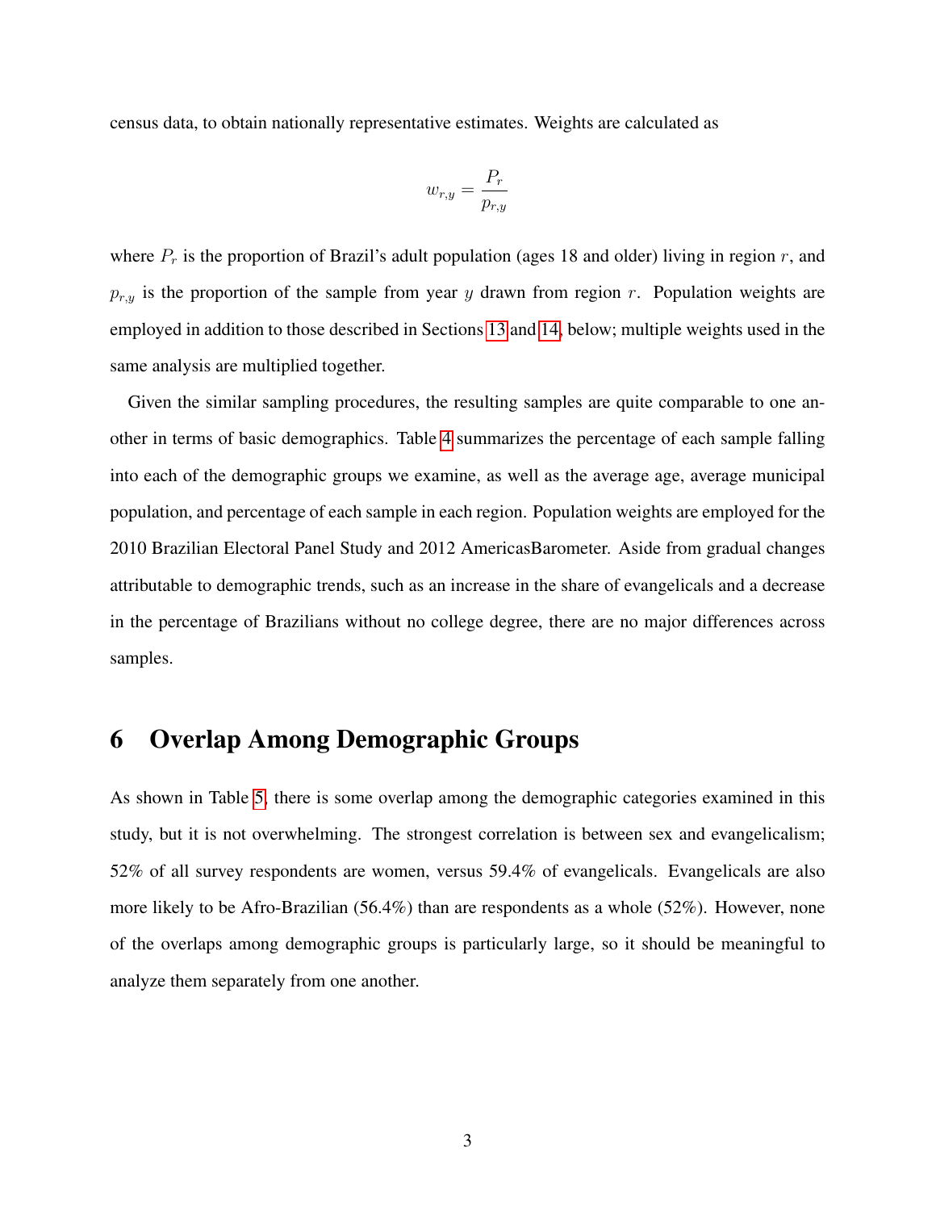census data, to obtain nationally representative estimates. Weights are calculated as

$$w_{r,y} = \frac{P_r}{p_{r,y}}$$

where $P_r$ is the proportion of Brazil's adult population (ages 18 and older) living in region $r$, and $p_{r,y}$ is the proportion of the sample from year $y$ drawn from region $r$. Population weights are employed in addition to those described in Sections 13 and 14, below; multiple weights used in the same analysis are multiplied together.

Given the similar sampling procedures, the resulting samples are quite comparable to one another in terms of basic demographics. Table 4 summarizes the percentage of each sample falling into each of the demographic groups we examine, as well as the average age, average municipal population, and percentage of each sample in each region. Population weights are employed for the 2010 Brazilian Electoral Panel Study and 2012 AmericasBarometer. Aside from gradual changes attributable to demographic trends, such as an increase in the share of evangelicals and a decrease in the percentage of Brazilians without no college degree, there are no major differences across samples.

# 6 Overlap Among Demographic Groups

As shown in Table 5, there is some overlap among the demographic categories examined in this study, but it is not overwhelming. The strongest correlation is between sex and evangelicalism; 52% of all survey respondents are women, versus 59.4% of evangelicals. Evangelicals are also more likely to be Afro-Brazilian (56.4%) than are respondents as a whole (52%). However, none of the overlaps among demographic groups is particularly large, so it should be meaningful to analyze them separately from one another.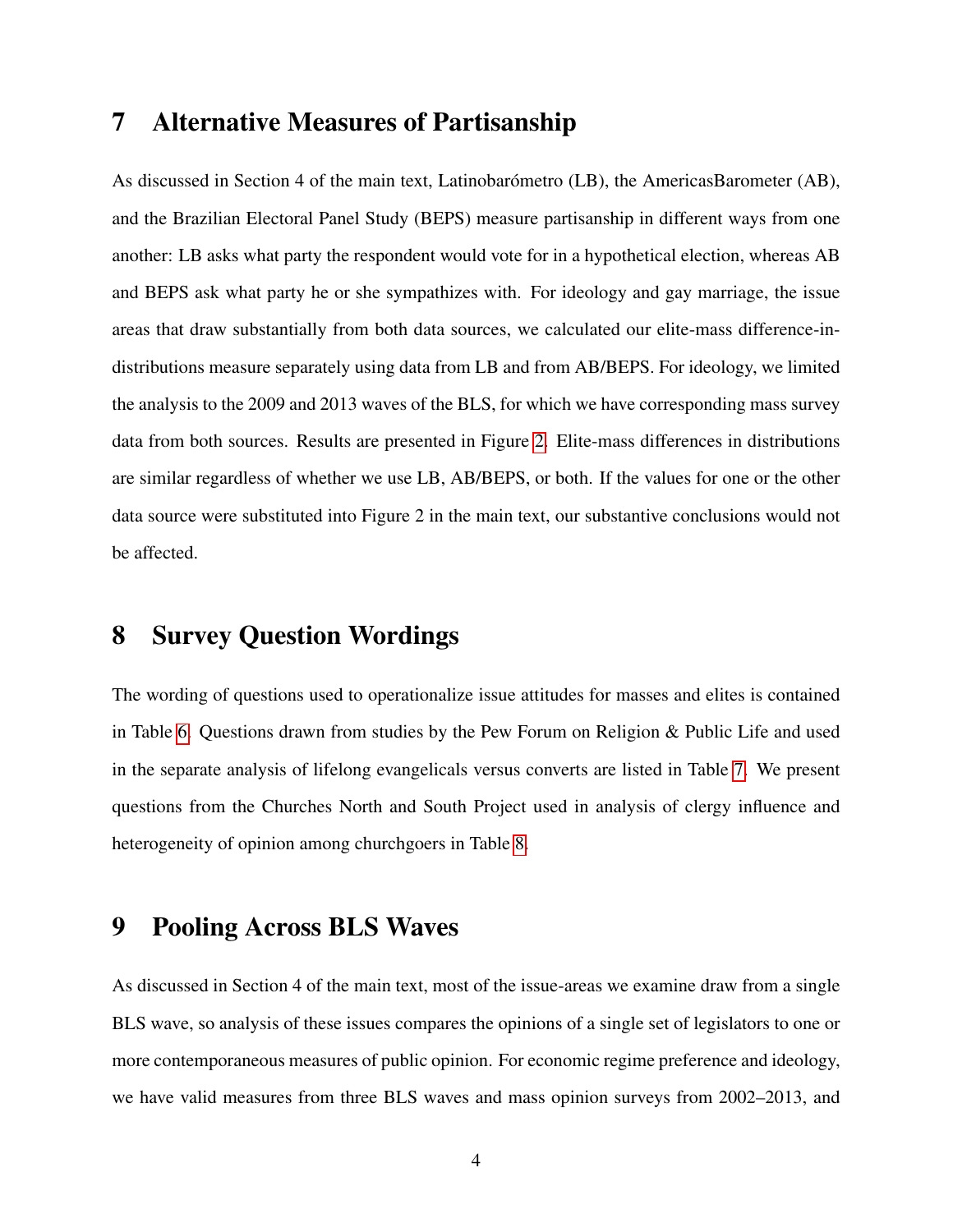## 7 Alternative Measures of Partisanship

As discussed in Section 4 of the main text, Latinobarómetro (LB), the AmericasBarometer (AB), and the Brazilian Electoral Panel Study (BEPS) measure partisanship in different ways from one another: LB asks what party the respondent would vote for in a hypothetical election, whereas AB and BEPS ask what party he or she sympathizes with. For ideology and gay marriage, the issue areas that draw substantially from both data sources, we calculated our elite-mass difference-in-distributions measure separately using data from LB and from AB/BEPS. For ideology, we limited the analysis to the 2009 and 2013 waves of the BLS, for which we have corresponding mass survey data from both sources. Results are presented in Figure 2. Elite-mass differences in distributions are similar regardless of whether we use LB, AB/BEPS, or both. If the values for one or the other data source were substituted into Figure 2 in the main text, our substantive conclusions would not be affected.

## 8 Survey Question Wordings

The wording of questions used to operationalize issue attitudes for masses and elites is contained in Table 6. Questions drawn from studies by the Pew Forum on Religion & Public Life and used in the separate analysis of lifelong evangelicals versus converts are listed in Table 7. We present questions from the Churches North and South Project used in analysis of clergy influence and heterogeneity of opinion among churchgoers in Table 8.

## 9 Pooling Across BLS Waves

As discussed in Section 4 of the main text, most of the issue-areas we examine draw from a single BLS wave, so analysis of these issues compares the opinions of a single set of legislators to one or more contemporaneous measures of public opinion. For economic regime preference and ideology, we have valid measures from three BLS waves and mass opinion surveys from 2002–2013, and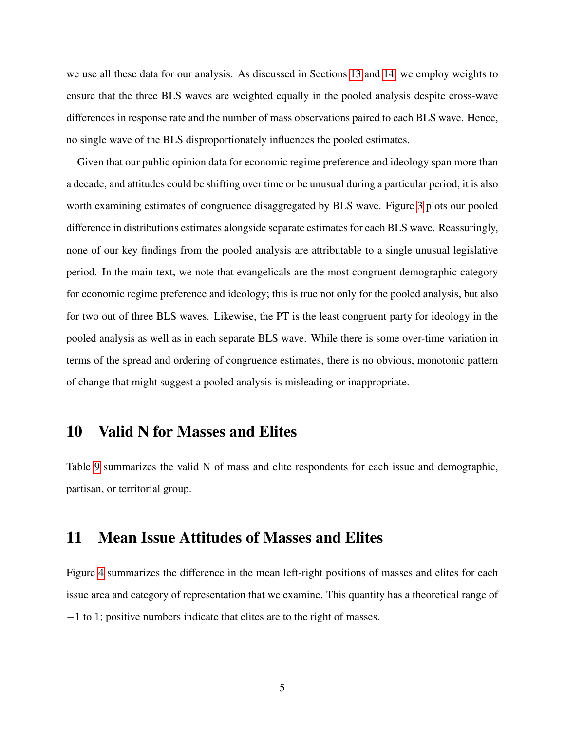we use all these data for our analysis. As discussed in Sections 13 and 14, we employ weights to ensure that the three BLS waves are weighted equally in the pooled analysis despite cross-wave differences in response rate and the number of mass observations paired to each BLS wave. Hence, no single wave of the BLS disproportionately influences the pooled estimates.

Given that our public opinion data for economic regime preference and ideology span more than a decade, and attitudes could be shifting over time or be unusual during a particular period, it is also worth examining estimates of congruence disaggregated by BLS wave. Figure 3 plots our pooled difference in distributions estimates alongside separate estimates for each BLS wave. Reassuringly, none of our key findings from the pooled analysis are attributable to a single unusual legislative period. In the main text, we note that evangelicals are the most congruent demographic category for economic regime preference and ideology; this is true not only for the pooled analysis, but also for two out of three BLS waves. Likewise, the PT is the least congruent party for ideology in the pooled analysis as well as in each separate BLS wave. While there is some over-time variation in terms of the spread and ordering of congruence estimates, there is no obvious, monotonic pattern of change that might suggest a pooled analysis is misleading or inappropriate.

# 10 Valid N for Masses and Elites

Table 9 summarizes the valid N of mass and elite respondents for each issue and demographic, partisan, or territorial group.

# 11 Mean Issue Attitudes of Masses and Elites

Figure 4 summarizes the difference in the mean left-right positions of masses and elites for each issue area and category of representation that we examine. This quantity has a theoretical range of $-1$ to 1; positive numbers indicate that elites are to the right of masses.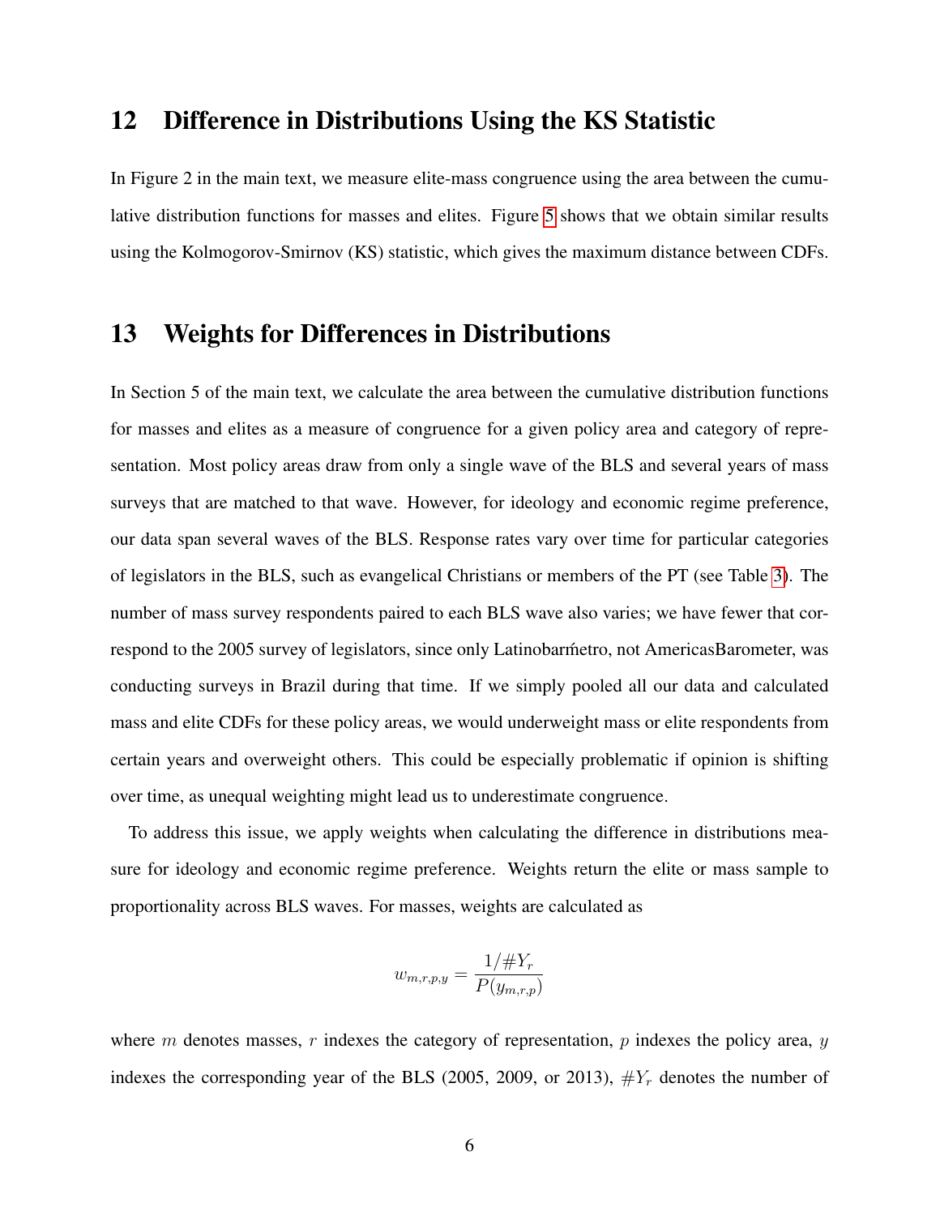## 12 Difference in Distributions Using the KS Statistic

In Figure 2 in the main text, we measure elite-mass congruence using the area between the cumulative distribution functions for masses and elites. Figure 5 shows that we obtain similar results using the Kolmogorov-Smirnov (KS) statistic, which gives the maximum distance between CDFs.

## 13 Weights for Differences in Distributions

In Section 5 of the main text, we calculate the area between the cumulative distribution functions for masses and elites as a measure of congruence for a given policy area and category of representation. Most policy areas draw from only a single wave of the BLS and several years of mass surveys that are matched to that wave. However, for ideology and economic regime preference, our data span several waves of the BLS. Response rates vary over time for particular categories of legislators in the BLS, such as evangelical Christians or members of the PT (see Table 3). The number of mass survey respondents paired to each BLS wave also varies; we have fewer that correspond to the 2005 survey of legislators, since only Latinobarḿetro, not AmericasBarometer, was conducting surveys in Brazil during that time. If we simply pooled all our data and calculated mass and elite CDFs for these policy areas, we would underweight mass or elite respondents from certain years and overweight others. This could be especially problematic if opinion is shifting over time, as unequal weighting might lead us to underestimate congruence.

To address this issue, we apply weights when calculating the difference in distributions measure for ideology and economic regime preference. Weights return the elite or mass sample to proportionality across BLS waves. For masses, weights are calculated as

$$w_{m,r,p,y} = \frac{1/\#Y_r}{P(y_{m,r,p})}$$

where $m$ denotes masses, $r$ indexes the category of representation, $p$ indexes the policy area, $y$ indexes the corresponding year of the BLS (2005, 2009, or 2013), $\#Y_r$ denotes the number of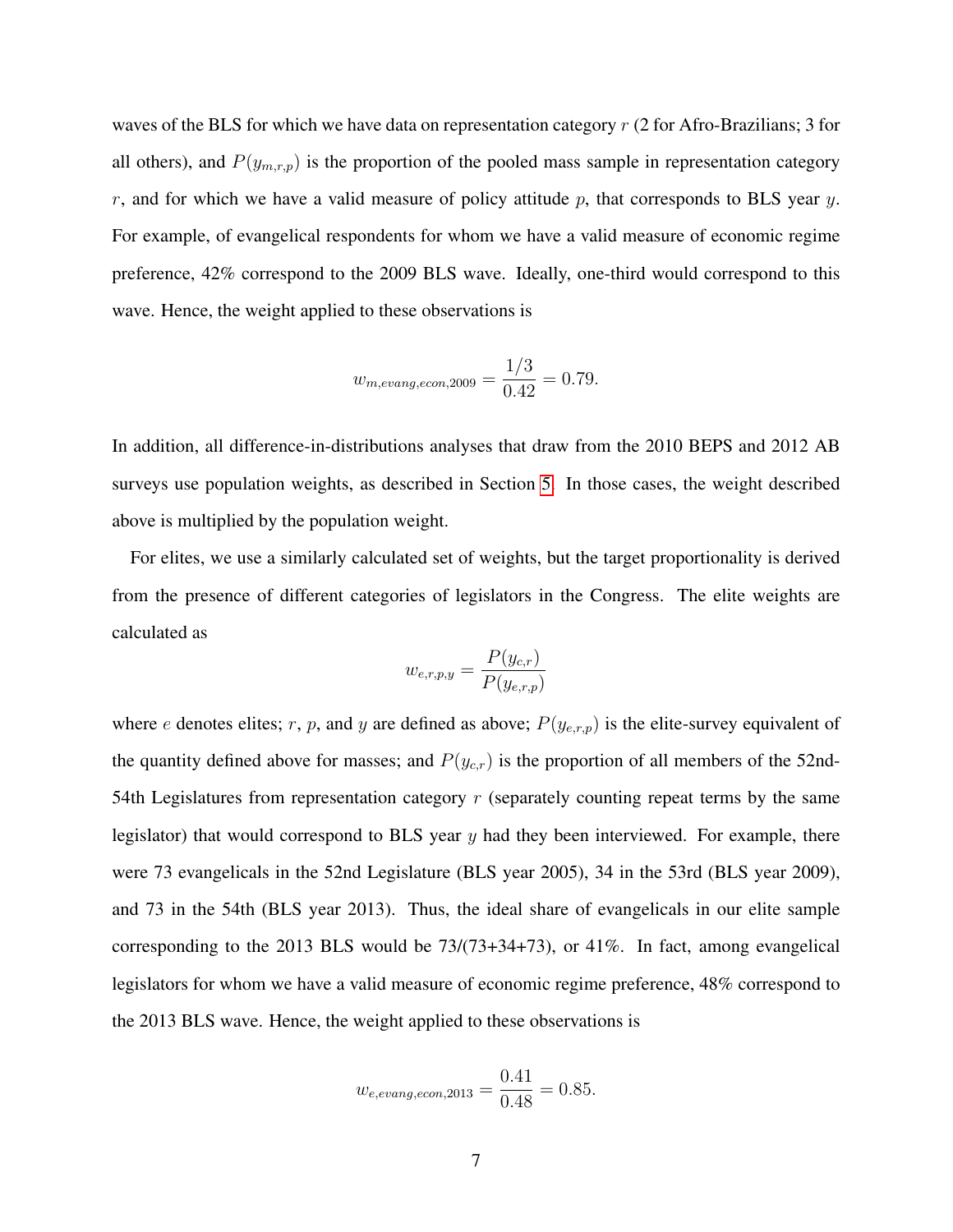waves of the BLS for which we have data on representation category $r$ (2 for Afro-Brazilians; 3 for all others), and $P(y_{m,r,p})$ is the proportion of the pooled mass sample in representation category $r$, and for which we have a valid measure of policy attitude $p$, that corresponds to BLS year $y$. For example, of evangelical respondents for whom we have a valid measure of economic regime preference, 42% correspond to the 2009 BLS wave. Ideally, one-third would correspond to this wave. Hence, the weight applied to these observations is

$$w_{m,evang,econ,2009} = \frac{1/3}{0.42} = 0.79.$$

In addition, all difference-in-distributions analyses that draw from the 2010 BEPS and 2012 AB surveys use population weights, as described in Section 5. In those cases, the weight described above is multiplied by the population weight.

For elites, we use a similarly calculated set of weights, but the target proportionality is derived from the presence of different categories of legislators in the Congress. The elite weights are calculated as

$$w_{e,r,p,y} = \frac{P(y_{c,r})}{P(y_{e,r,p})}$$

where $e$ denotes elites; $r$, $p$, and $y$ are defined as above; $P(y_{e,r,p})$ is the elite-survey equivalent of the quantity defined above for masses; and $P(y_{c,r})$ is the proportion of all members of the 52nd-54th Legislatures from representation category $r$ (separately counting repeat terms by the same legislator) that would correspond to BLS year $y$ had they been interviewed. For example, there were 73 evangelicals in the 52nd Legislature (BLS year 2005), 34 in the 53rd (BLS year 2009), and 73 in the 54th (BLS year 2013). Thus, the ideal share of evangelicals in our elite sample corresponding to the 2013 BLS would be 73/(73+34+73), or 41%. In fact, among evangelical legislators for whom we have a valid measure of economic regime preference, 48% correspond to the 2013 BLS wave. Hence, the weight applied to these observations is

$$w_{e,evang,econ,2013} = \frac{0.41}{0.48} = 0.85.$$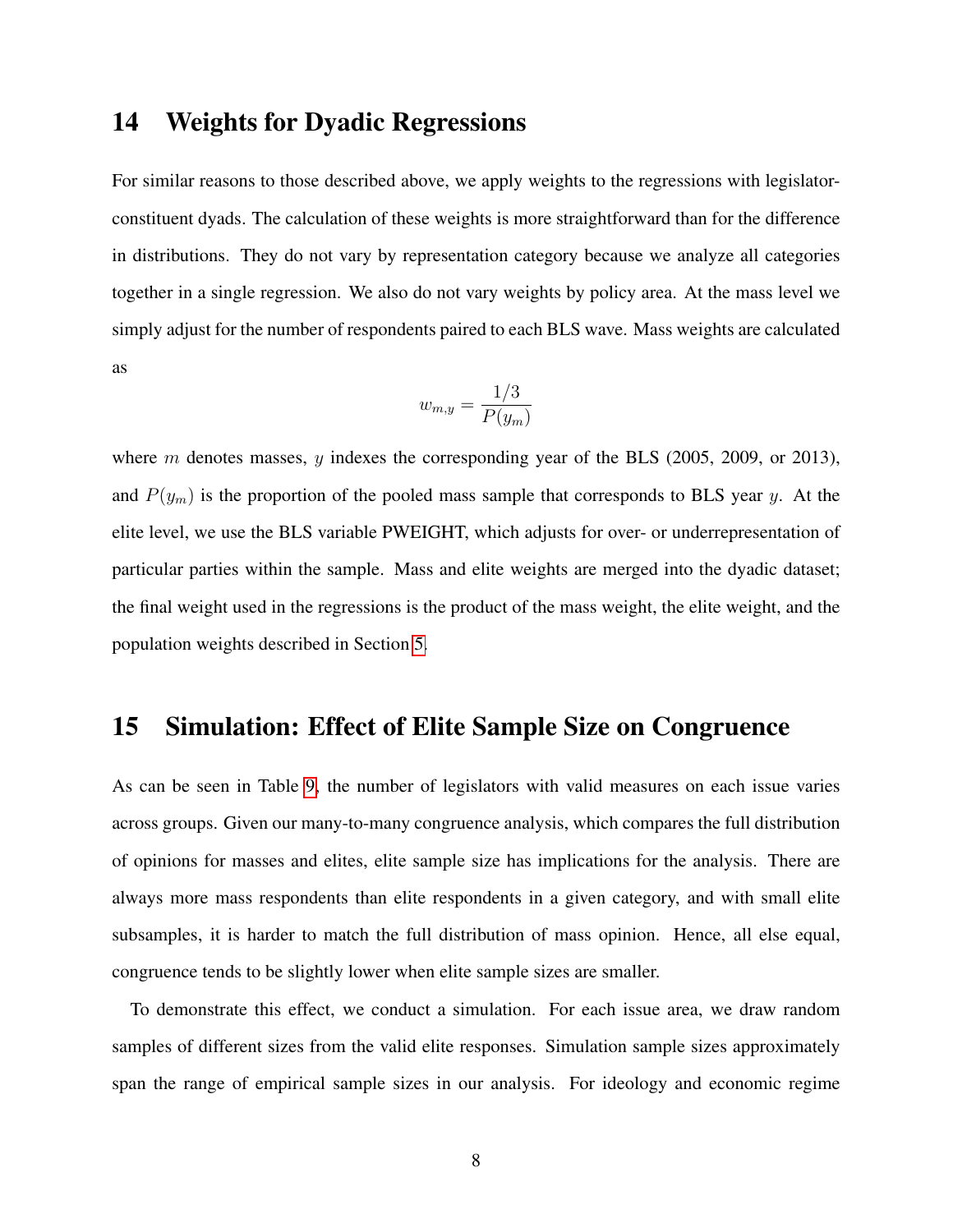## 14 Weights for Dyadic Regressions

For similar reasons to those described above, we apply weights to the regressions with legislator-constituent dyads. The calculation of these weights is more straightforward than for the difference in distributions. They do not vary by representation category because we analyze all categories together in a single regression. We also do not vary weights by policy area. At the mass level we simply adjust for the number of respondents paired to each BLS wave. Mass weights are calculated as

$$w_{m,y} = \frac{1/3}{P(y_m)}$$

where $m$ denotes masses, $y$ indexes the corresponding year of the BLS (2005, 2009, or 2013), and $P(y_m)$ is the proportion of the pooled mass sample that corresponds to BLS year $y$. At the elite level, we use the BLS variable PWEIGHT, which adjusts for over- or underrepresentation of particular parties within the sample. Mass and elite weights are merged into the dyadic dataset; the final weight used in the regressions is the product of the mass weight, the elite weight, and the population weights described in Section 5.

## 15 Simulation: Effect of Elite Sample Size on Congruence

As can be seen in Table 9, the number of legislators with valid measures on each issue varies across groups. Given our many-to-many congruence analysis, which compares the full distribution of opinions for masses and elites, elite sample size has implications for the analysis. There are always more mass respondents than elite respondents in a given category, and with small elite subsamples, it is harder to match the full distribution of mass opinion. Hence, all else equal, congruence tends to be slightly lower when elite sample sizes are smaller.

To demonstrate this effect, we conduct a simulation. For each issue area, we draw random samples of different sizes from the valid elite responses. Simulation sample sizes approximately span the range of empirical sample sizes in our analysis. For ideology and economic regime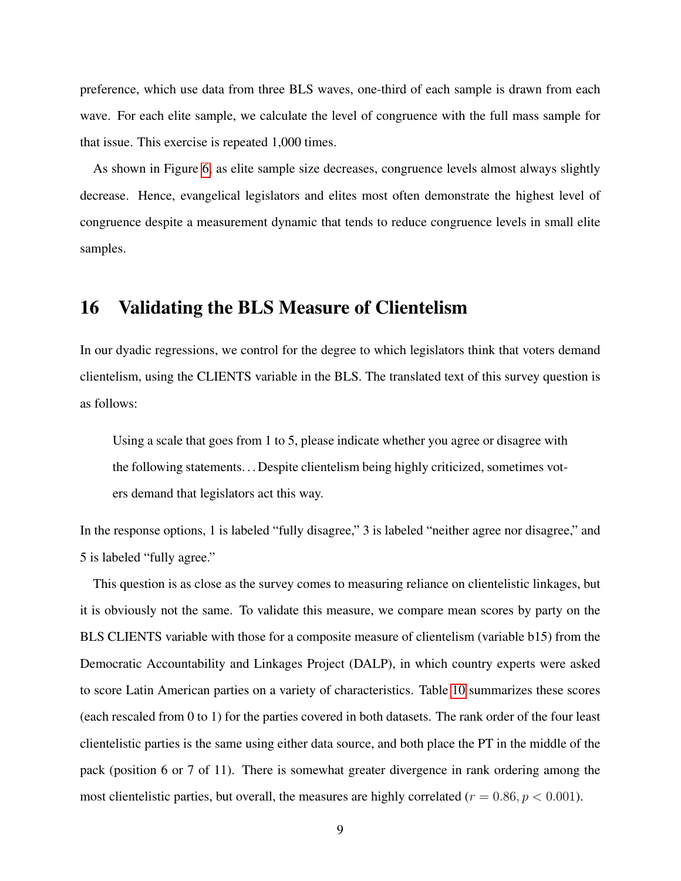preference, which use data from three BLS waves, one-third of each sample is drawn from each wave. For each elite sample, we calculate the level of congruence with the full mass sample for that issue. This exercise is repeated 1,000 times.

As shown in Figure 6, as elite sample size decreases, congruence levels almost always slightly decrease. Hence, evangelical legislators and elites most often demonstrate the highest level of congruence despite a measurement dynamic that tends to reduce congruence levels in small elite samples.

# 16 Validating the BLS Measure of Clientelism

In our dyadic regressions, we control for the degree to which legislators think that voters demand clientelism, using the CLIENTS variable in the BLS. The translated text of this survey question is as follows:

> Using a scale that goes from 1 to 5, please indicate whether you agree or disagree with the following statements. . . Despite clientelism being highly criticized, sometimes voters demand that legislators act this way.

In the response options, 1 is labeled "fully disagree," 3 is labeled "neither agree nor disagree," and 5 is labeled "fully agree."

This question is as close as the survey comes to measuring reliance on clientelistic linkages, but it is obviously not the same. To validate this measure, we compare mean scores by party on the BLS CLIENTS variable with those for a composite measure of clientelism (variable b15) from the Democratic Accountability and Linkages Project (DALP), in which country experts were asked to score Latin American parties on a variety of characteristics. Table 10 summarizes these scores (each rescaled from 0 to 1) for the parties covered in both datasets. The rank order of the four least clientelistic parties is the same using either data source, and both place the PT in the middle of the pack (position 6 or 7 of 11). There is somewhat greater divergence in rank ordering among the most clientelistic parties, but overall, the measures are highly correlated ($r = 0.86, p < 0.001$).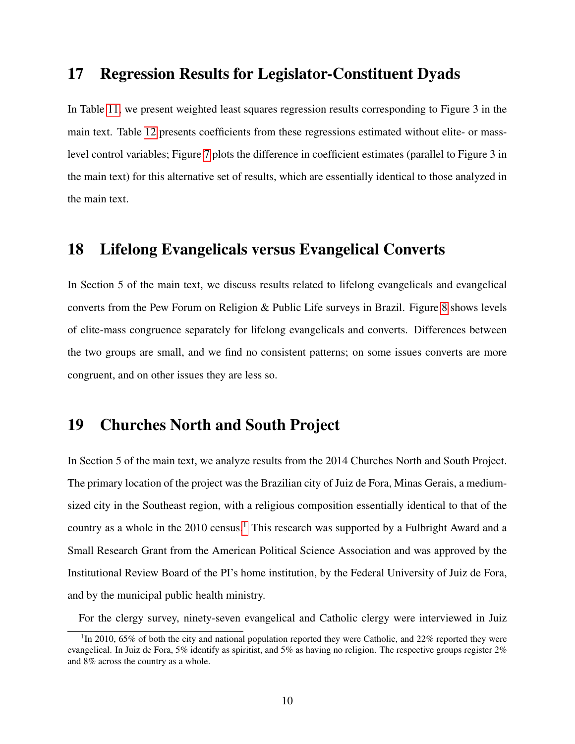## 17 Regression Results for Legislator-Constituent Dyads

In Table 11, we present weighted least squares regression results corresponding to Figure 3 in the main text. Table 12 presents coefficients from these regressions estimated without elite- or mass-level control variables; Figure 7 plots the difference in coefficient estimates (parallel to Figure 3 in the main text) for this alternative set of results, which are essentially identical to those analyzed in the main text.

## 18 Lifelong Evangelicals versus Evangelical Converts

In Section 5 of the main text, we discuss results related to lifelong evangelicals and evangelical converts from the Pew Forum on Religion & Public Life surveys in Brazil. Figure 8 shows levels of elite-mass congruence separately for lifelong evangelicals and converts. Differences between the two groups are small, and we find no consistent patterns; on some issues converts are more congruent, and on other issues they are less so.

## 19 Churches North and South Project

In Section 5 of the main text, we analyze results from the 2014 Churches North and South Project. The primary location of the project was the Brazilian city of Juiz de Fora, Minas Gerais, a medium-sized city in the Southeast region, with a religious composition essentially identical to that of the country as a whole in the 2010 census.[1] This research was supported by a Fulbright Award and a Small Research Grant from the American Political Science Association and was approved by the Institutional Review Board of the PI's home institution, by the Federal University of Juiz de Fora, and by the municipal public health ministry.

For the clergy survey, ninety-seven evangelical and Catholic clergy were interviewed in Juiz

[1] In 2010, 65% of both the city and national population reported they were Catholic, and 22% reported they were evangelical. In Juiz de Fora, 5% identify as spiritist, and 5% as having no religion. The respective groups register 2% and 8% across the country as a whole.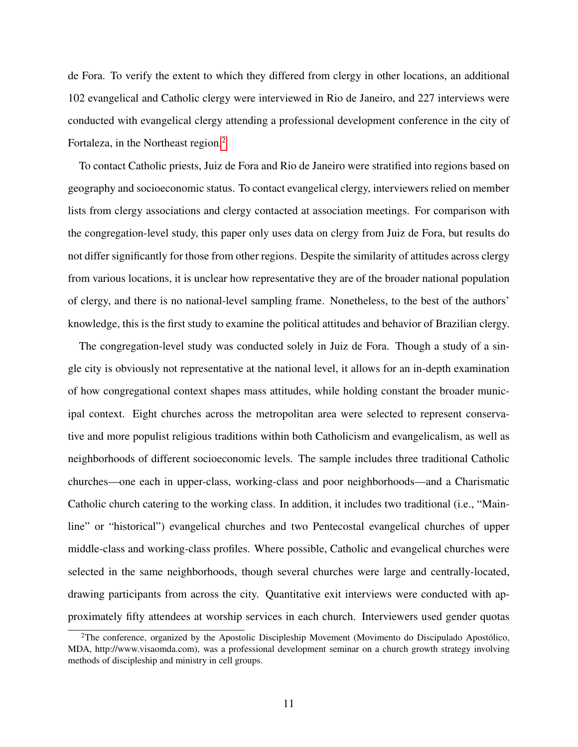de Fora. To verify the extent to which they differed from clergy in other locations, an additional 102 evangelical and Catholic clergy were interviewed in Rio de Janeiro, and 227 interviews were conducted with evangelical clergy attending a professional development conference in the city of Fortaleza, in the Northeast region.[2]

To contact Catholic priests, Juiz de Fora and Rio de Janeiro were stratified into regions based on geography and socioeconomic status. To contact evangelical clergy, interviewers relied on member lists from clergy associations and clergy contacted at association meetings. For comparison with the congregation-level study, this paper only uses data on clergy from Juiz de Fora, but results do not differ significantly for those from other regions. Despite the similarity of attitudes across clergy from various locations, it is unclear how representative they are of the broader national population of clergy, and there is no national-level sampling frame. Nonetheless, to the best of the authors' knowledge, this is the first study to examine the political attitudes and behavior of Brazilian clergy.

The congregation-level study was conducted solely in Juiz de Fora. Though a study of a single city is obviously not representative at the national level, it allows for an in-depth examination of how congregational context shapes mass attitudes, while holding constant the broader municipal context. Eight churches across the metropolitan area were selected to represent conservative and more populist religious traditions within both Catholicism and evangelicalism, as well as neighborhoods of different socioeconomic levels. The sample includes three traditional Catholic churches—one each in upper-class, working-class and poor neighborhoods—and a Charismatic Catholic church catering to the working class. In addition, it includes two traditional (i.e., "Mainline" or "historical") evangelical churches and two Pentecostal evangelical churches of upper middle-class and working-class profiles. Where possible, Catholic and evangelical churches were selected in the same neighborhoods, though several churches were large and centrally-located, drawing participants from across the city. Quantitative exit interviews were conducted with approximately fifty attendees at worship services in each church. Interviewers used gender quotas

[2] The conference, organized by the Apostolic Discipleship Movement (Movimento do Discipulado Apostólico, MDA, http://www.visaomda.com), was a professional development seminar on a church growth strategy involving methods of discipleship and ministry in cell groups.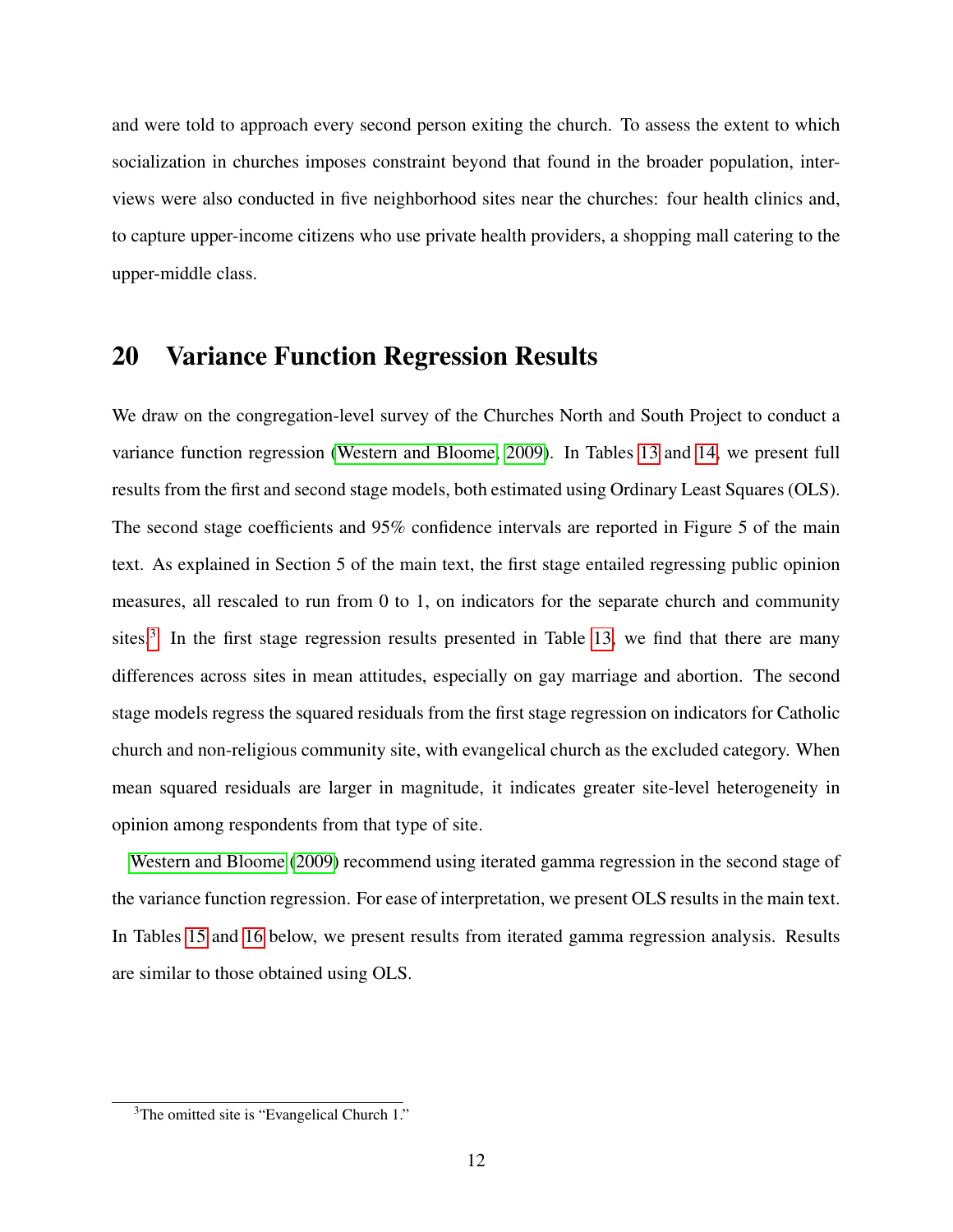and were told to approach every second person exiting the church. To assess the extent to which socialization in churches imposes constraint beyond that found in the broader population, interviews were also conducted in five neighborhood sites near the churches: four health clinics and, to capture upper-income citizens who use private health providers, a shopping mall catering to the upper-middle class.

## 20 Variance Function Regression Results

We draw on the congregation-level survey of the Churches North and South Project to conduct a variance function regression (Western and Bloome, 2009). In Tables 13 and 14, we present full results from the first and second stage models, both estimated using Ordinary Least Squares (OLS). The second stage coefficients and 95% confidence intervals are reported in Figure 5 of the main text. As explained in Section 5 of the main text, the first stage entailed regressing public opinion measures, all rescaled to run from 0 to 1, on indicators for the separate church and community sites.[3] In the first stage regression results presented in Table 13, we find that there are many differences across sites in mean attitudes, especially on gay marriage and abortion. The second stage models regress the squared residuals from the first stage regression on indicators for Catholic church and non-religious community site, with evangelical church as the excluded category. When mean squared residuals are larger in magnitude, it indicates greater site-level heterogeneity in opinion among respondents from that type of site.

Western and Bloome (2009) recommend using iterated gamma regression in the second stage of the variance function regression. For ease of interpretation, we present OLS results in the main text. In Tables 15 and 16 below, we present results from iterated gamma regression analysis. Results are similar to those obtained using OLS.

[3] The omitted site is "Evangelical Church 1."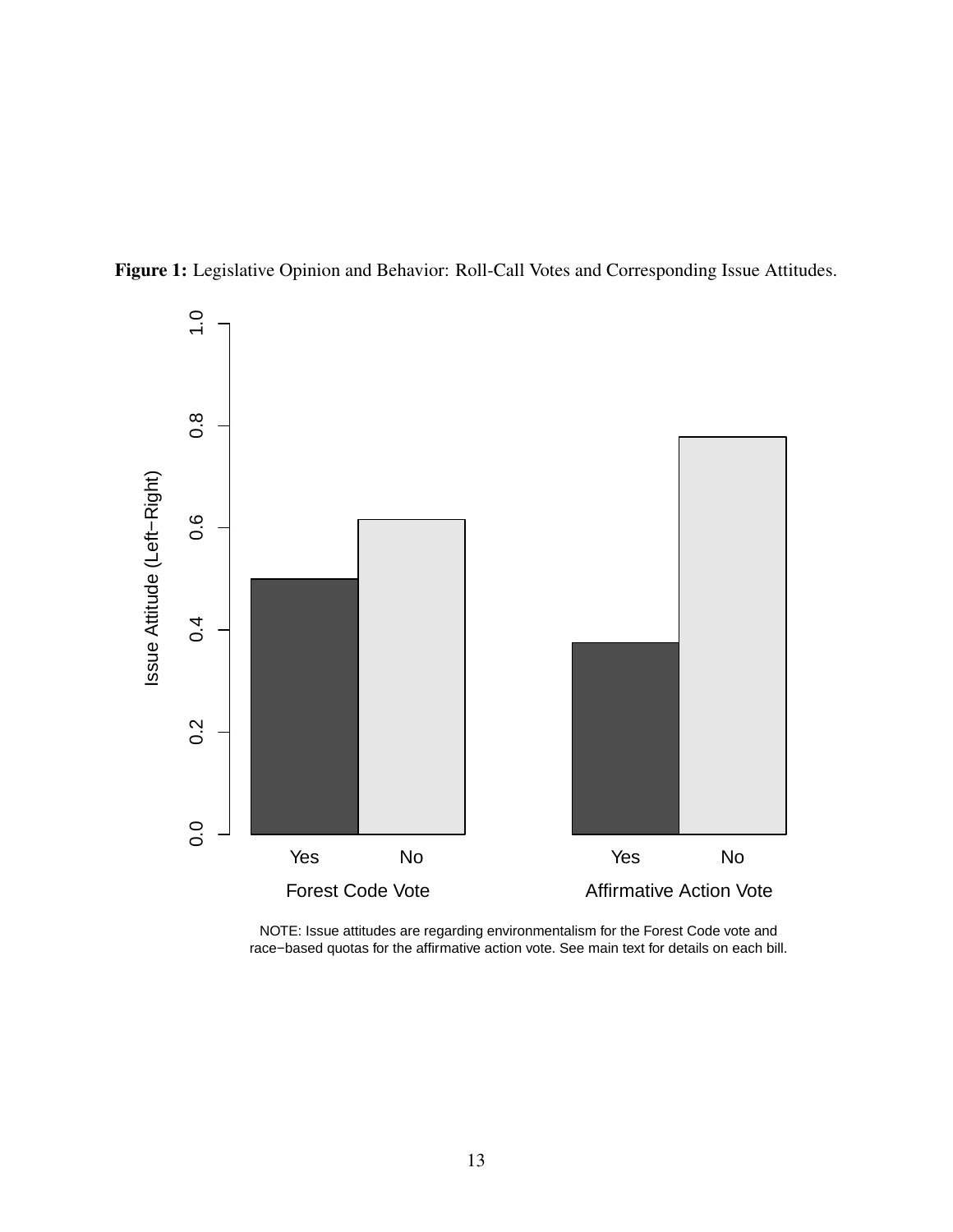**Figure 1:** Legislative Opinion and Behavior: Roll-Call Votes and Corresponding Issue Attitudes.

NOTE: Issue attitudes are regarding environmentalism for the Forest Code vote and race−based quotas for the affirmative action vote. See main text for details on each bill.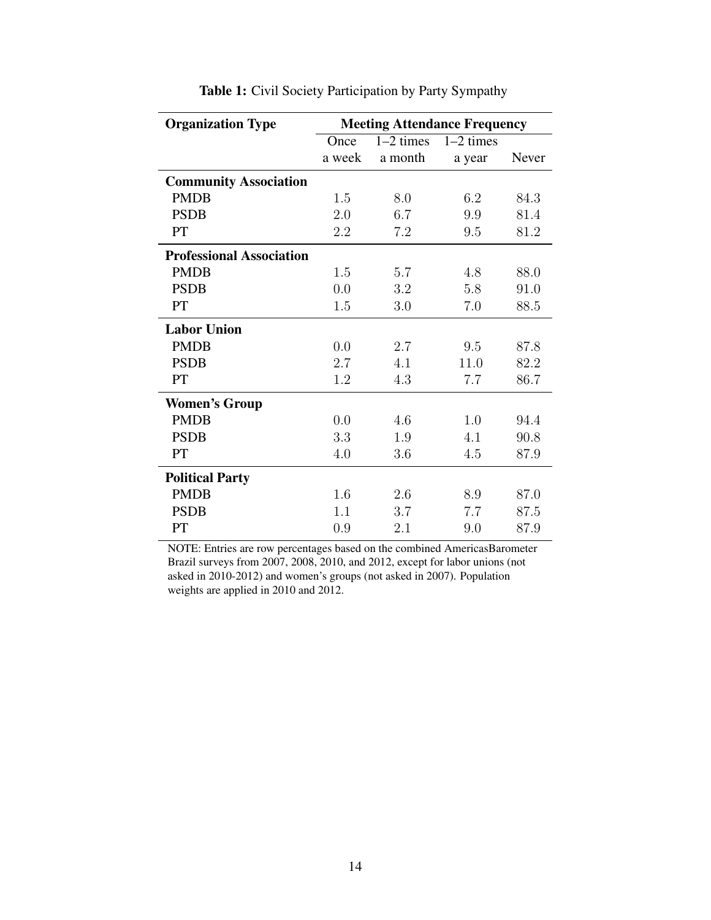**Table 1:** Civil Society Participation by Party Sympathy

| Organization Type | Meeting Attendance Frequency | | | |
|---|---|---|---|---|
| | Once a week | 1–2 times a month | 1–2 times a year | Never |
| **Community Association** | | | | |
| PMDB | 1.5 | 8.0 | 6.2 | 84.3 |
| PSDB | 2.0 | 6.7 | 9.9 | 81.4 |
| PT | 2.2 | 7.2 | 9.5 | 81.2 |
| **Professional Association** | | | | |
| PMDB | 1.5 | 5.7 | 4.8 | 88.0 |
| PSDB | 0.0 | 3.2 | 5.8 | 91.0 |
| PT | 1.5 | 3.0 | 7.0 | 88.5 |
| **Labor Union** | | | | |
| PMDB | 0.0 | 2.7 | 9.5 | 87.8 |
| PSDB | 2.7 | 4.1 | 11.0 | 82.2 |
| PT | 1.2 | 4.3 | 7.7 | 86.7 |
| **Women's Group** | | | | |
| PMDB | 0.0 | 4.6 | 1.0 | 94.4 |
| PSDB | 3.3 | 1.9 | 4.1 | 90.8 |
| PT | 4.0 | 3.6 | 4.5 | 87.9 |
| **Political Party** | | | | |
| PMDB | 1.6 | 2.6 | 8.9 | 87.0 |
| PSDB | 1.1 | 3.7 | 7.7 | 87.5 |
| PT | 0.9 | 2.1 | 9.0 | 87.9 |

NOTE: Entries are row percentages based on the combined AmericasBarometer Brazil surveys from 2007, 2008, 2010, and 2012, except for labor unions (not asked in 2010-2012) and women's groups (not asked in 2007). Population weights are applied in 2010 and 2012.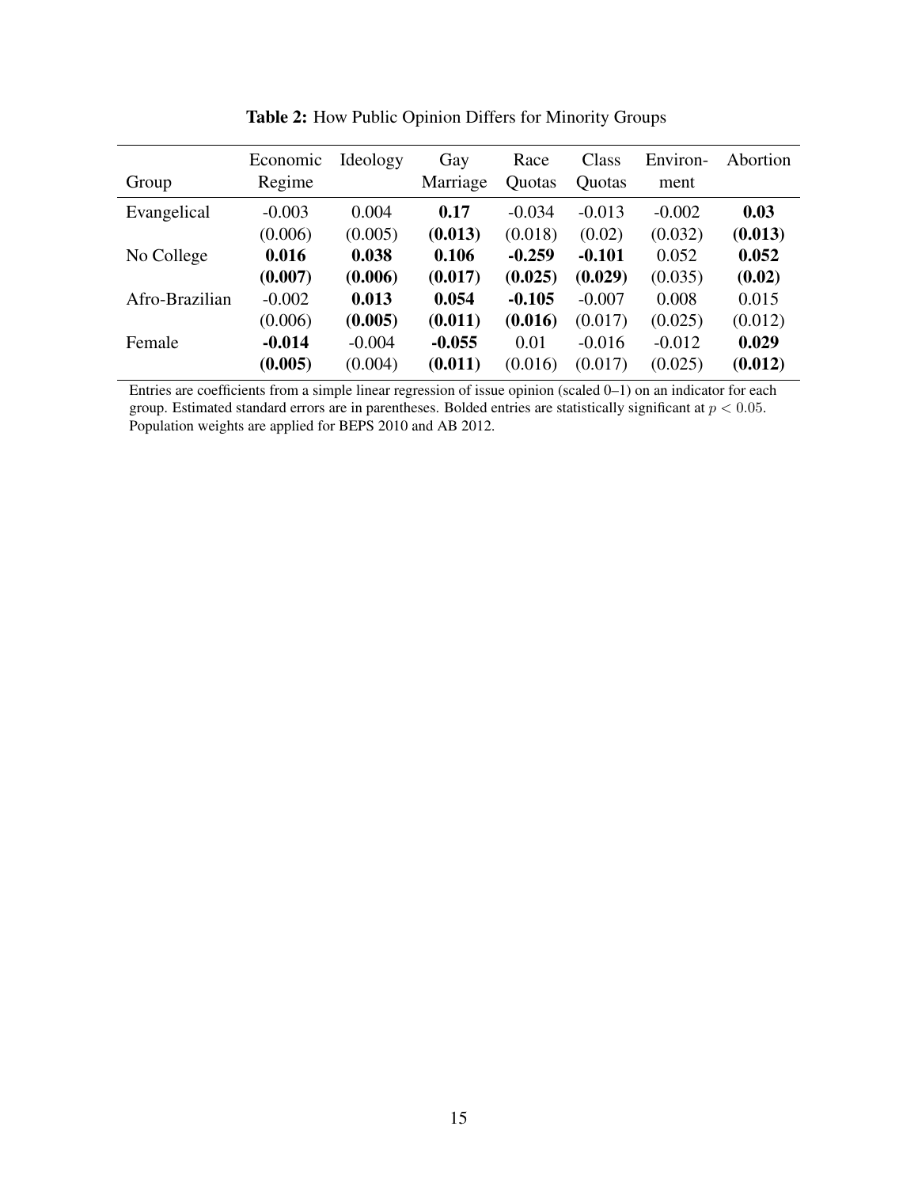**Table 2:** How Public Opinion Differs for Minority Groups

| Group | Economic Regime | Ideology | Gay Marriage | Race Quotas | Class Quotas | Environ-ment | Abortion |
|---|---|---|---|---|---|---|---|
| Evangelical | -0.003 | 0.004 | **0.17** | -0.034 | -0.013 | -0.002 | **0.03** |
| | (0.006) | (0.005) | **(0.013)** | (0.018) | (0.02) | (0.032) | **(0.013)** |
| No College | **0.016** | **0.038** | **0.106** | **-0.259** | **-0.101** | 0.052 | **0.052** |
| | **(0.007)** | **(0.006)** | **(0.017)** | **(0.025)** | **(0.029)** | (0.035) | **(0.02)** |
| Afro-Brazilian | -0.002 | **0.013** | **0.054** | **-0.105** | -0.007 | 0.008 | 0.015 |
| | (0.006) | **(0.005)** | **(0.011)** | **(0.016)** | (0.017) | (0.025) | (0.012) |
| Female | **-0.014** | -0.004 | **-0.055** | 0.01 | -0.016 | -0.012 | **0.029** |
| | **(0.005)** | (0.004) | **(0.011)** | (0.016) | (0.017) | (0.025) | **(0.012)** |

Entries are coefficients from a simple linear regression of issue opinion (scaled 0–1) on an indicator for each group. Estimated standard errors are in parentheses. Bolded entries are statistically significant at $p < 0.05$. Population weights are applied for BEPS 2010 and AB 2012.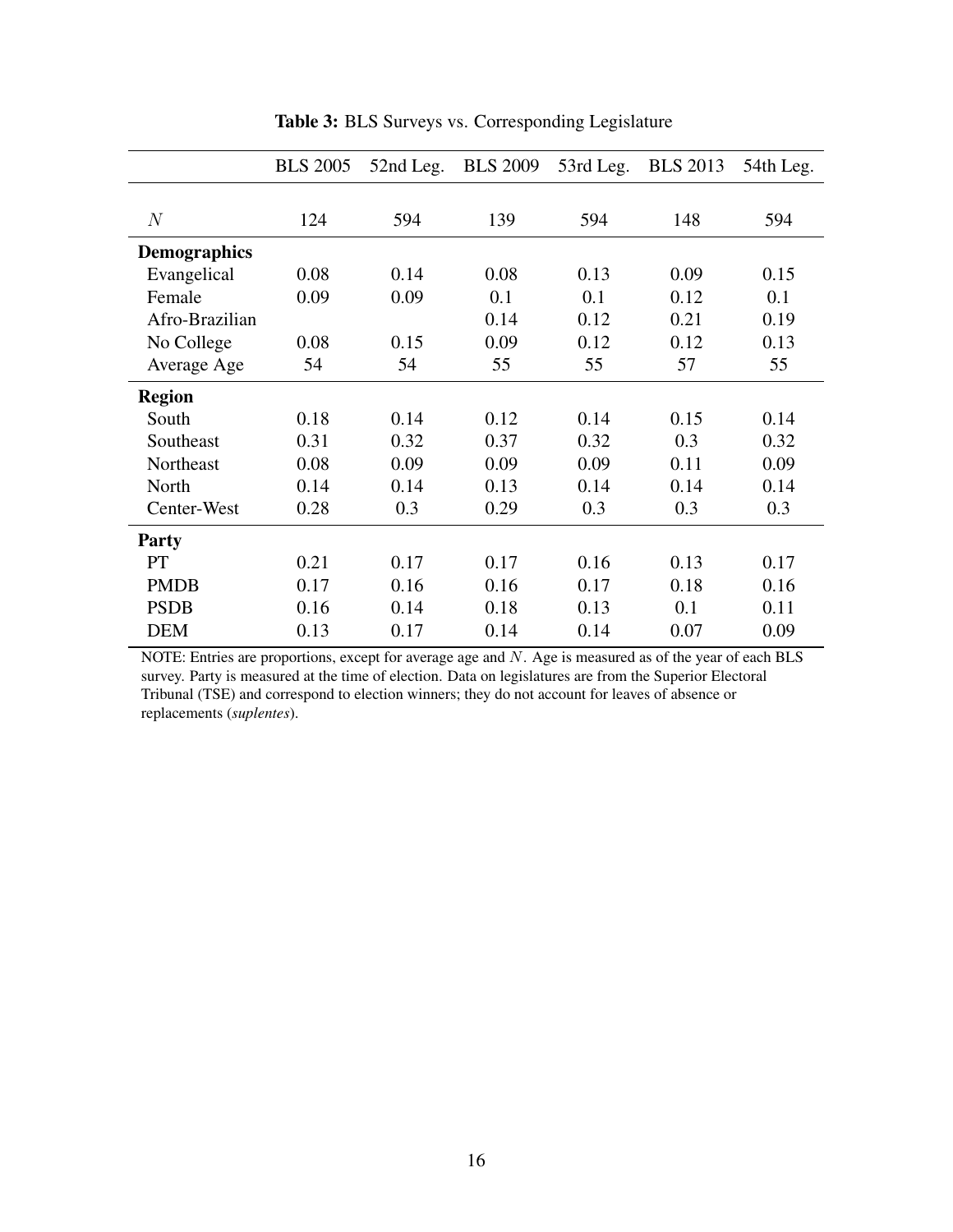**Table 3:** BLS Surveys vs. Corresponding Legislature

| | BLS 2005 | 52nd Leg. | BLS 2009 | 53rd Leg. | BLS 2013 | 54th Leg. |
|---|---|---|---|---|---|---|
| $N$ | 124 | 594 | 139 | 594 | 148 | 594 |
| **Demographics** | | | | | | |
| Evangelical | 0.08 | 0.14 | 0.08 | 0.13 | 0.09 | 0.15 |
| Female | 0.09 | 0.09 | 0.1 | 0.1 | 0.12 | 0.1 |
| Afro-Brazilian | | | 0.14 | 0.12 | 0.21 | 0.19 |
| No College | 0.08 | 0.15 | 0.09 | 0.12 | 0.12 | 0.13 |
| Average Age | 54 | 54 | 55 | 55 | 57 | 55 |
| **Region** | | | | | | |
| South | 0.18 | 0.14 | 0.12 | 0.14 | 0.15 | 0.14 |
| Southeast | 0.31 | 0.32 | 0.37 | 0.32 | 0.3 | 0.32 |
| Northeast | 0.08 | 0.09 | 0.09 | 0.09 | 0.11 | 0.09 |
| North | 0.14 | 0.14 | 0.13 | 0.14 | 0.14 | 0.14 |
| Center-West | 0.28 | 0.3 | 0.29 | 0.3 | 0.3 | 0.3 |
| **Party** | | | | | | |
| PT | 0.21 | 0.17 | 0.17 | 0.16 | 0.13 | 0.17 |
| PMDB | 0.17 | 0.16 | 0.16 | 0.17 | 0.18 | 0.16 |
| PSDB | 0.16 | 0.14 | 0.18 | 0.13 | 0.1 | 0.11 |
| DEM | 0.13 | 0.17 | 0.14 | 0.14 | 0.07 | 0.09 |

NOTE: Entries are proportions, except for average age and $N$. Age is measured as of the year of each BLS survey. Party is measured at the time of election. Data on legislatures are from the Superior Electoral Tribunal (TSE) and correspond to election winners; they do not account for leaves of absence or replacements (*suplentes*).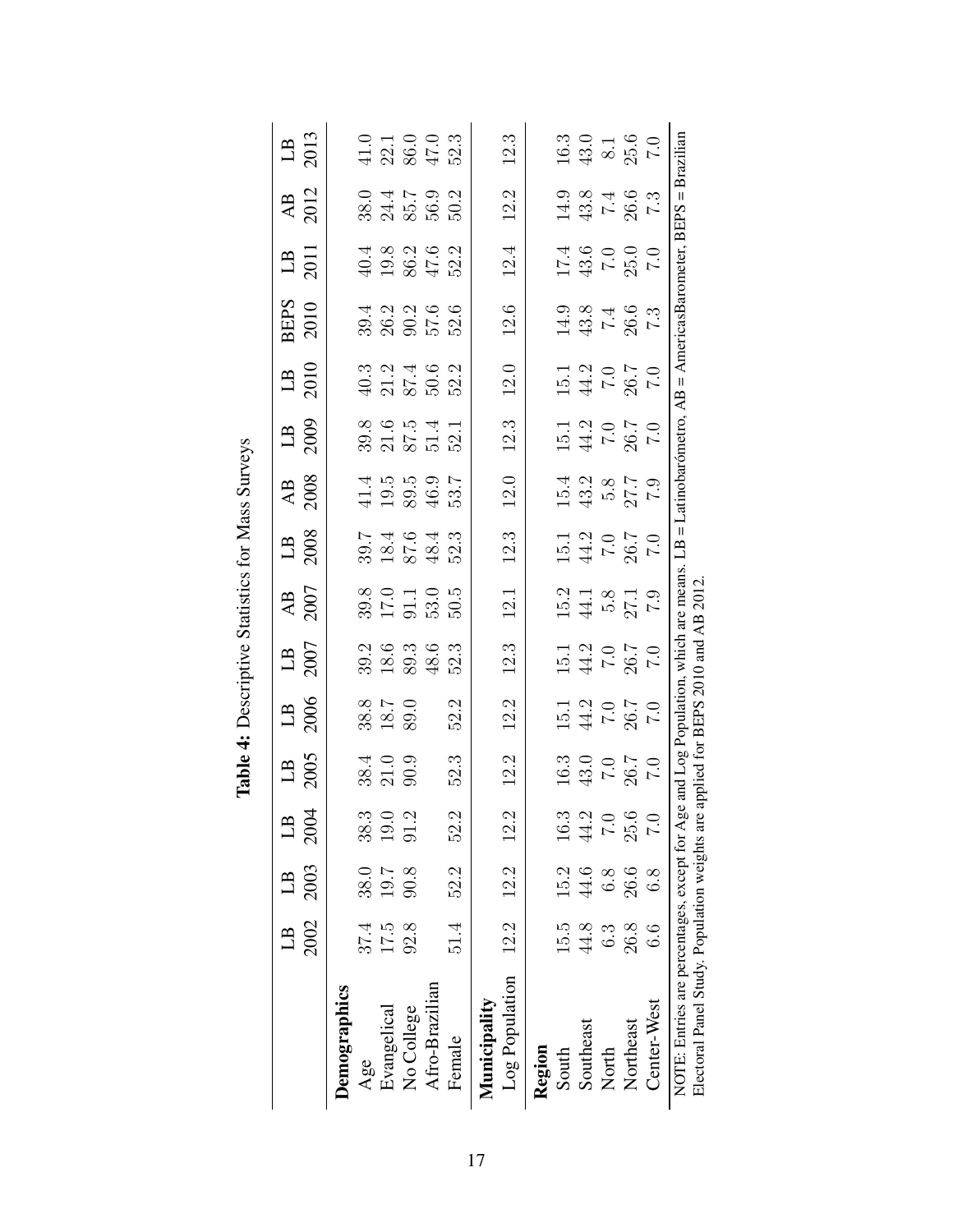**Table 4:** Descriptive Statistics for Mass Surveys

| | LB 2002 | LB 2003 | LB 2004 | LB 2005 | LB 2006 | LB 2007 | AB 2007 | LB 2008 | AB 2008 | LB 2009 | LB 2010 | BEPS 2010 | LB 2011 | AB 2012 | LB 2013 |
|---|---|---|---|---|---|---|---|---|---|---|---|---|---|---|---|
| **Demographics** | | | | | | | | | | | | | | | |
| Age | 37.4 | 38.0 | 38.3 | 38.4 | 38.8 | 39.2 | 39.8 | 39.7 | 41.4 | 39.8 | 40.3 | 39.4 | 40.4 | 38.0 | 41.0 |
| Evangelical | 17.5 | 19.7 | 19.0 | 21.0 | 18.7 | 18.6 | 17.0 | 18.4 | 19.5 | 21.6 | 21.2 | 26.2 | 19.8 | 24.4 | 22.1 |
| No College | 92.8 | 90.8 | 91.2 | 90.9 | 89.0 | 89.3 | 91.1 | 87.6 | 89.5 | 87.5 | 87.4 | 90.2 | 86.2 | 85.7 | 86.0 |
| Afro-Brazilian | | | | | | 48.6 | 53.0 | 48.4 | 46.9 | 51.4 | 50.6 | 57.6 | 47.6 | 56.9 | 47.0 |
| Female | 51.4 | 52.2 | 52.2 | 52.3 | 52.2 | 52.3 | 50.5 | 52.3 | 53.7 | 52.1 | 52.2 | 52.6 | 52.2 | 50.2 | 52.3 |
| **Municipality** | | | | | | | | | | | | | | | |
| Log Population | 12.2 | 12.2 | 12.2 | 12.2 | 12.2 | 12.3 | 12.1 | 12.3 | 12.0 | 12.3 | 12.0 | 12.6 | 12.4 | 12.2 | 12.3 |
| **Region** | | | | | | | | | | | | | | | |
| South | 15.5 | 15.2 | 16.3 | 16.3 | 15.1 | 15.1 | 15.2 | 15.1 | 15.4 | 15.1 | 15.1 | 14.9 | 17.4 | 14.9 | 16.3 |
| Southeast | 44.8 | 44.6 | 44.2 | 43.0 | 44.2 | 44.2 | 44.1 | 44.2 | 43.2 | 44.2 | 44.2 | 43.8 | 43.6 | 43.8 | 43.0 |
| North | 6.3 | 6.8 | 7.0 | 7.0 | 7.0 | 7.0 | 5.8 | 7.0 | 5.8 | 7.0 | 7.0 | 7.4 | 7.0 | 7.4 | 8.1 |
| Northeast | 26.8 | 26.6 | 25.6 | 26.7 | 26.7 | 26.7 | 27.1 | 26.7 | 27.7 | 26.7 | 26.7 | 26.6 | 25.0 | 26.6 | 25.6 |
| Center-West | 6.6 | 6.8 | 7.0 | 7.0 | 7.0 | 7.0 | 7.9 | 7.0 | 7.9 | 7.0 | 7.0 | 7.3 | 7.0 | 7.3 | 7.0 |

NOTE: Entries are percentages, except for Age and Log Population, which are means. LB = Latinobarómetro, AB = AmericasBarometer, BEPS = Brazilian Electoral Panel Study. Population weights are applied for BEPS 2010 and AB 2012.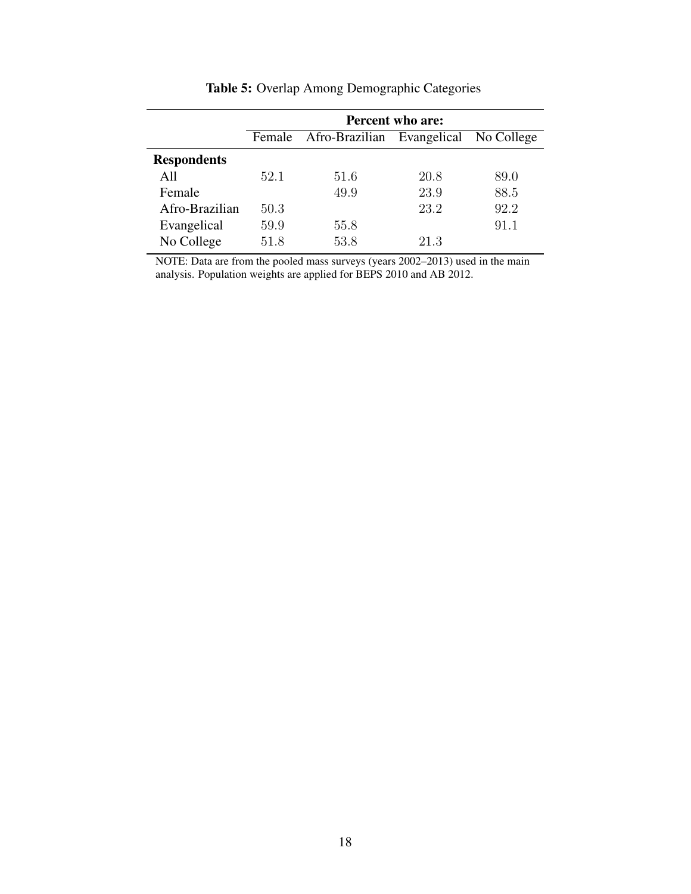**Table 5:** Overlap Among Demographic Categories

| | Percent who are: | | | |
|---|---|---|---|---|
| | Female | Afro-Brazilian | Evangelical | No College |
| **Respondents** | | | | |
| All | 52.1 | 51.6 | 20.8 | 89.0 |
| Female | | 49.9 | 23.9 | 88.5 |
| Afro-Brazilian | 50.3 | | 23.2 | 92.2 |
| Evangelical | 59.9 | 55.8 | | 91.1 |
| No College | 51.8 | 53.8 | 21.3 | |

NOTE: Data are from the pooled mass surveys (years 2002–2013) used in the main analysis. Population weights are applied for BEPS 2010 and AB 2012.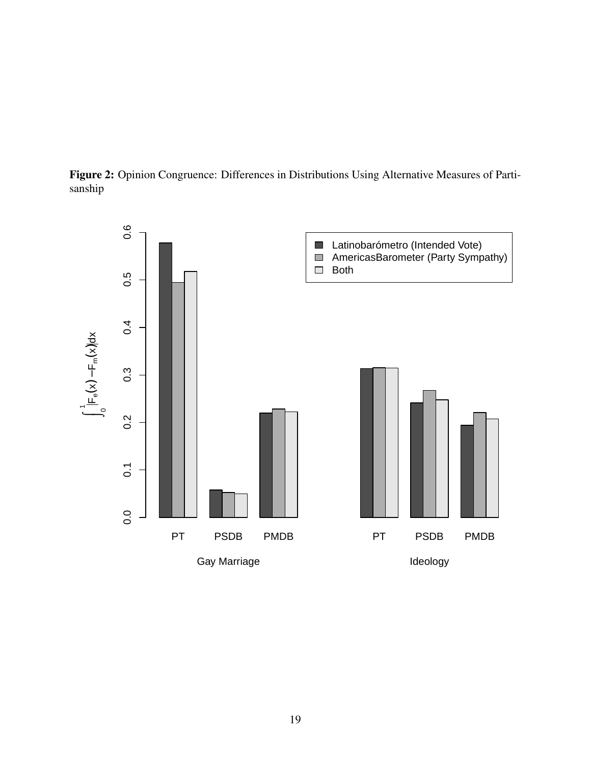**Figure 2:** Opinion Congruence: Differences in Distributions Using Alternative Measures of Partisanship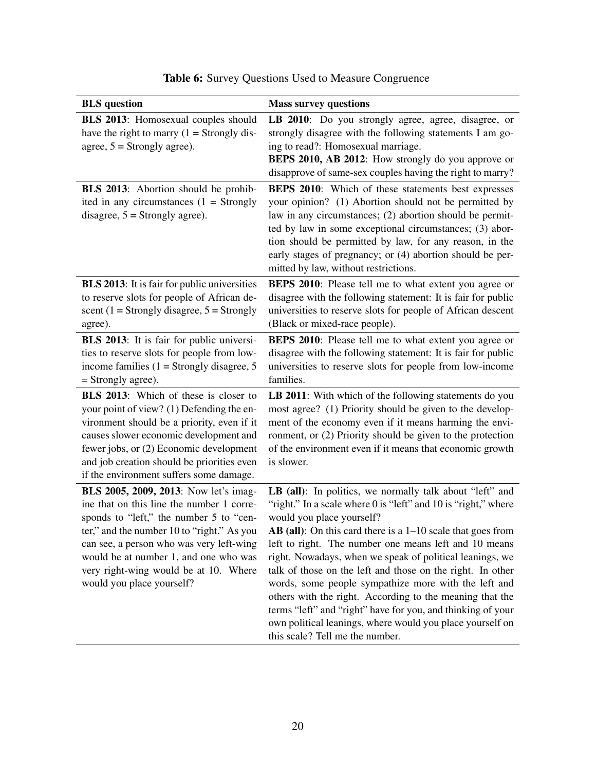**Table 6:** Survey Questions Used to Measure Congruence

| **BLS question** | **Mass survey questions** |
|---|---|
| **BLS 2013**: Homosexual couples should have the right to marry (1 = Strongly disagree, 5 = Strongly agree). | **LB 2010**: Do you strongly agree, agree, disagree, or strongly disagree with the following statements I am going to read?: Homosexual marriage. **BEPS 2010, AB 2012**: How strongly do you approve or disapprove of same-sex couples having the right to marry? |
| **BLS 2013**: Abortion should be prohibited in any circumstances (1 = Strongly disagree, 5 = Strongly agree). | **BEPS 2010**: Which of these statements best expresses your opinion? (1) Abortion should not be permitted by law in any circumstances; (2) abortion should be permitted by law in some exceptional circumstances; (3) abortion should be permitted by law, for any reason, in the early stages of pregnancy; or (4) abortion should be permitted by law, without restrictions. |
| **BLS 2013**: It is fair for public universities to reserve slots for people of African descent (1 = Strongly disagree, 5 = Strongly agree). | **BEPS 2010**: Please tell me to what extent you agree or disagree with the following statement: It is fair for public universities to reserve slots for people of African descent (Black or mixed-race people). |
| **BLS 2013**: It is fair for public universities to reserve slots for people from low-income families (1 = Strongly disagree, 5 = Strongly agree). | **BEPS 2010**: Please tell me to what extent you agree or disagree with the following statement: It is fair for public universities to reserve slots for people from low-income families. |
| **BLS 2013**: Which of these is closer to your point of view? (1) Defending the environment should be a priority, even if it causes slower economic development and fewer jobs, or (2) Economic development and job creation should be priorities even if the environment suffers some damage. | **LB 2011**: With which of the following statements do you most agree? (1) Priority should be given to the development of the economy even if it means harming the environment, or (2) Priority should be given to the protection of the environment even if it means that economic growth is slower. |
| **BLS 2005, 2009, 2013**: Now let's imagine that on this line the number 1 corresponds to "left," the number 5 to "center," and the number 10 to "right." As you can see, a person who was very left-wing would be at number 1, and one who was very right-wing would be at 10. Where would you place yourself? | **LB (all)**: In politics, we normally talk about "left" and "right." In a scale where 0 is "left" and 10 is "right," where would you place yourself? **AB (all)**: On this card there is a 1–10 scale that goes from left to right. The number one means left and 10 means right. Nowadays, when we speak of political leanings, we talk of those on the left and those on the right. In other words, some people sympathize more with the left and others with the right. According to the meaning that the terms "left" and "right" have for you, and thinking of your own political leanings, where would you place yourself on this scale? Tell me the number. |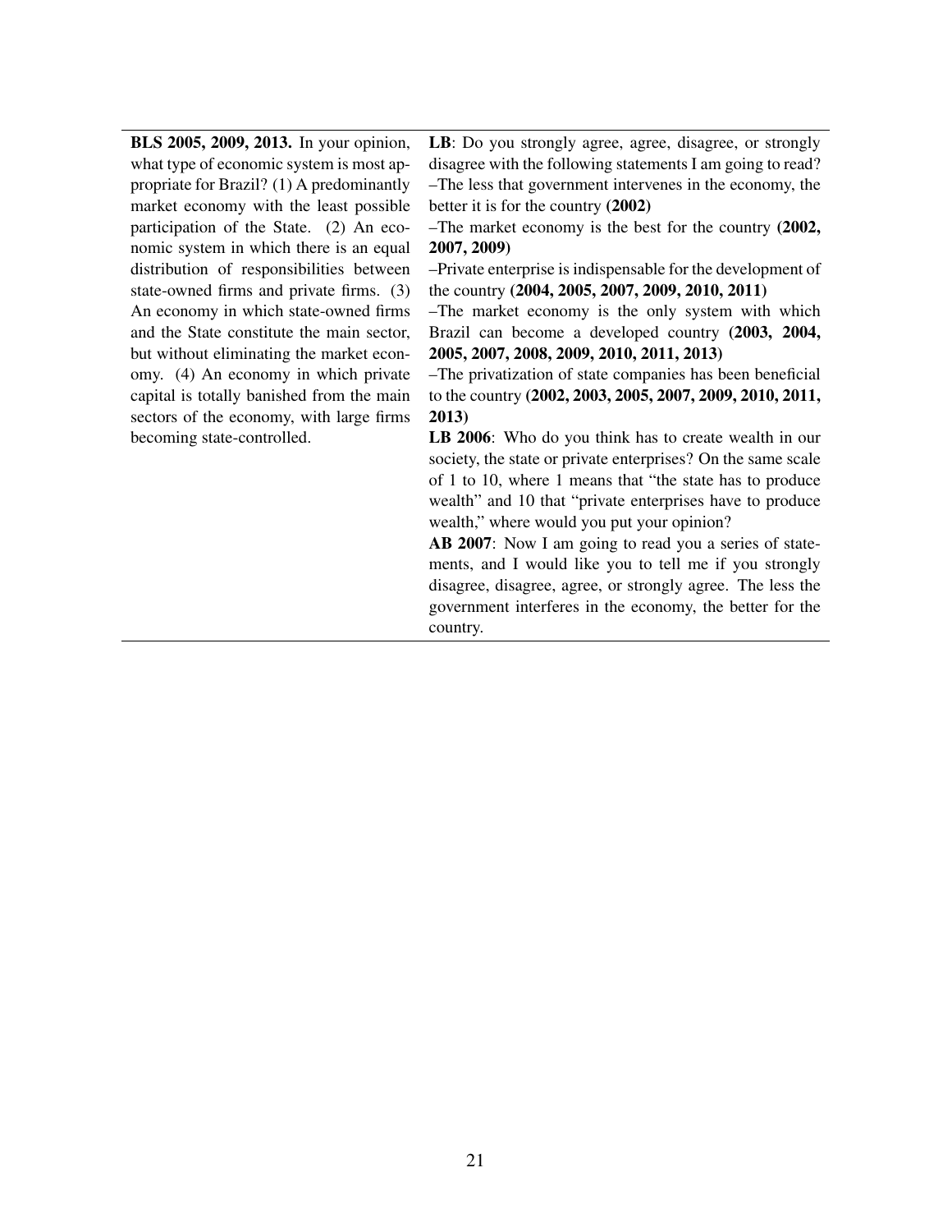| | |
|---|---|
| **BLS 2005, 2009, 2013.** In your opinion, what type of economic system is most appropriate for Brazil? (1) A predominantly market economy with the least possible participation of the State. (2) An economic system in which there is an equal distribution of responsibilities between state-owned firms and private firms. (3) An economy in which state-owned firms and the State constitute the main sector, but without eliminating the market economy. (4) An economy in which private capital is totally banished from the main sectors of the economy, with large firms becoming state-controlled. | **LB**: Do you strongly agree, agree, disagree, or strongly disagree with the following statements I am going to read?<br>–The less that government intervenes in the economy, the better it is for the country **(2002)**<br>–The market economy is the best for the country **(2002, 2007, 2009)**<br>–Private enterprise is indispensable for the development of the country **(2004, 2005, 2007, 2009, 2010, 2011)**<br>–The market economy is the only system with which Brazil can become a developed country **(2003, 2004, 2005, 2007, 2008, 2009, 2010, 2011, 2013)**<br>–The privatization of state companies has been beneficial to the country **(2002, 2003, 2005, 2007, 2009, 2010, 2011, 2013)**<br>**LB 2006**: Who do you think has to create wealth in our society, the state or private enterprises? On the same scale of 1 to 10, where 1 means that "the state has to produce wealth" and 10 that "private enterprises have to produce wealth," where would you put your opinion?<br>**AB 2007**: Now I am going to read you a series of statements, and I would like you to tell me if you strongly disagree, disagree, agree, or strongly agree. The less the government interferes in the economy, the better for the country. |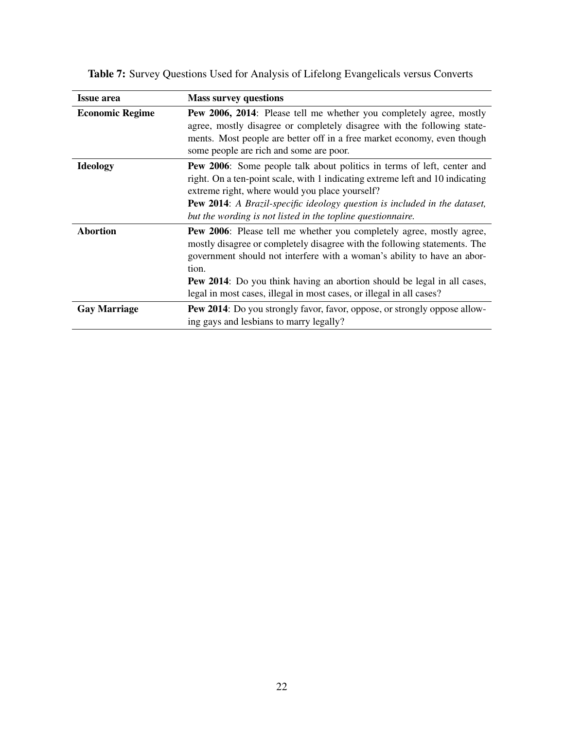**Table 7:** Survey Questions Used for Analysis of Lifelong Evangelicals versus Converts

| **Issue area** | **Mass survey questions** |
|---|---|
| **Economic Regime** | **Pew 2006, 2014**: Please tell me whether you completely agree, mostly agree, mostly disagree or completely disagree with the following statements. Most people are better off in a free market economy, even though some people are rich and some are poor. |
| **Ideology** | **Pew 2006**: Some people talk about politics in terms of left, center and right. On a ten-point scale, with 1 indicating extreme left and 10 indicating extreme right, where would you place yourself? **Pew 2014**: *A Brazil-specific ideology question is included in the dataset, but the wording is not listed in the topline questionnaire.* |
| **Abortion** | **Pew 2006**: Please tell me whether you completely agree, mostly agree, mostly disagree or completely disagree with the following statements. The government should not interfere with a woman's ability to have an abortion. **Pew 2014**: Do you think having an abortion should be legal in all cases, legal in most cases, illegal in most cases, or illegal in all cases? |
| **Gay Marriage** | **Pew 2014**: Do you strongly favor, favor, oppose, or strongly oppose allowing gays and lesbians to marry legally? |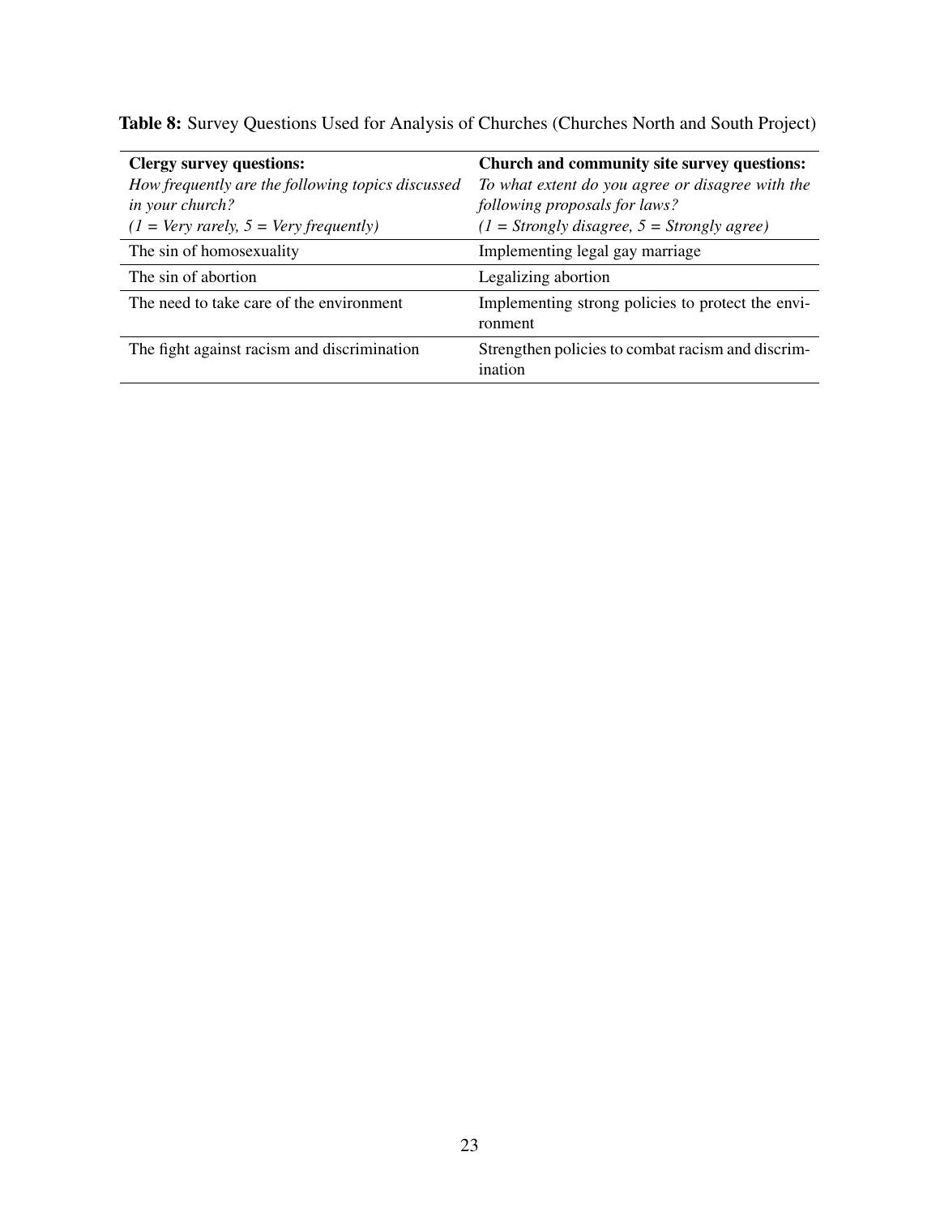**Table 8:** Survey Questions Used for Analysis of Churches (Churches North and South Project)

| **Clergy survey questions:** *How frequently are the following topics discussed in your church?* *(1 = Very rarely, 5 = Very frequently)* | **Church and community site survey questions:** *To what extent do you agree or disagree with the following proposals for laws?* *(1 = Strongly disagree, 5 = Strongly agree)* |
|---|---|
| The sin of homosexuality | Implementing legal gay marriage |
| The sin of abortion | Legalizing abortion |
| The need to take care of the environment | Implementing strong policies to protect the environment |
| The fight against racism and discrimination | Strengthen policies to combat racism and discrimination |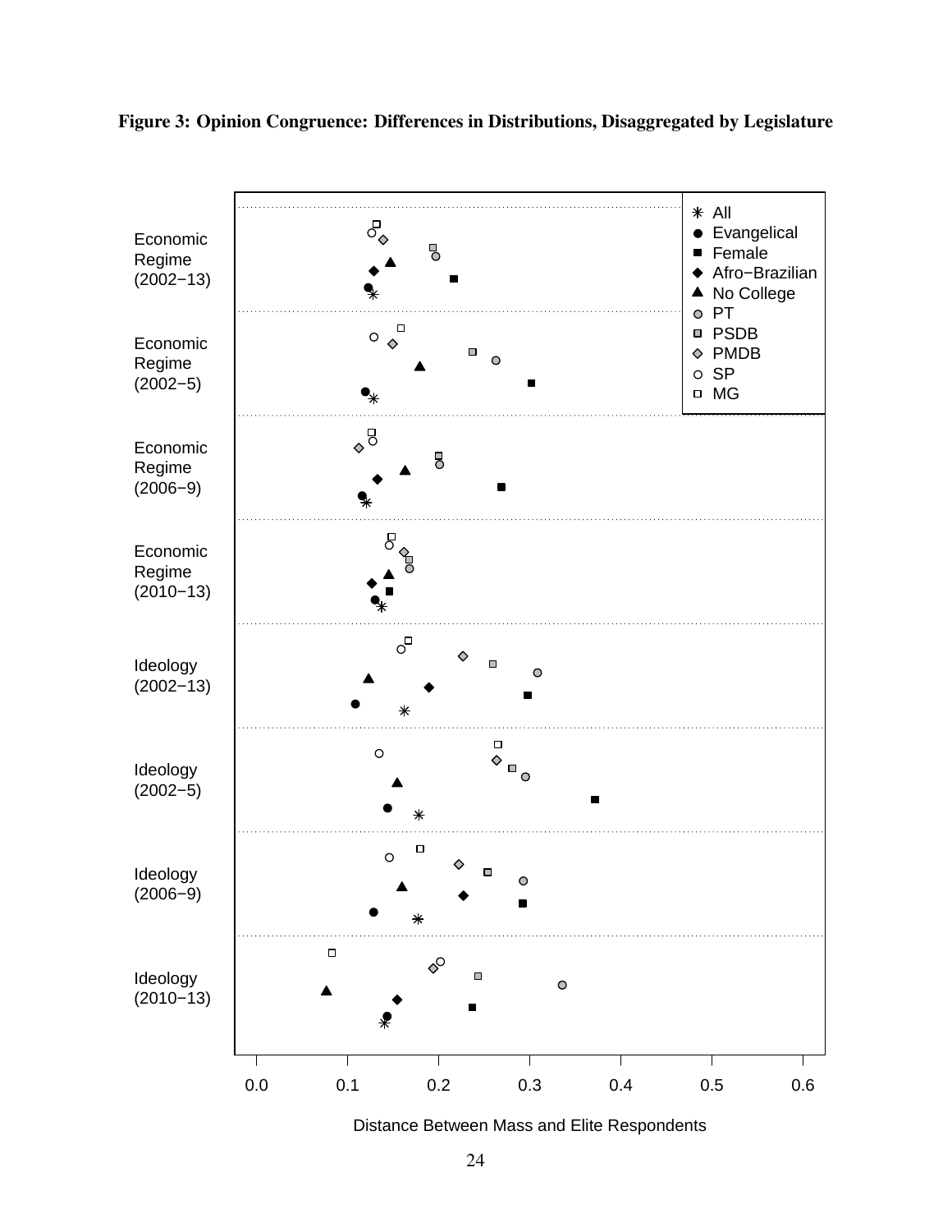**Figure 3: Opinion Congruence: Differences in Distributions, Disaggregated by Legislature**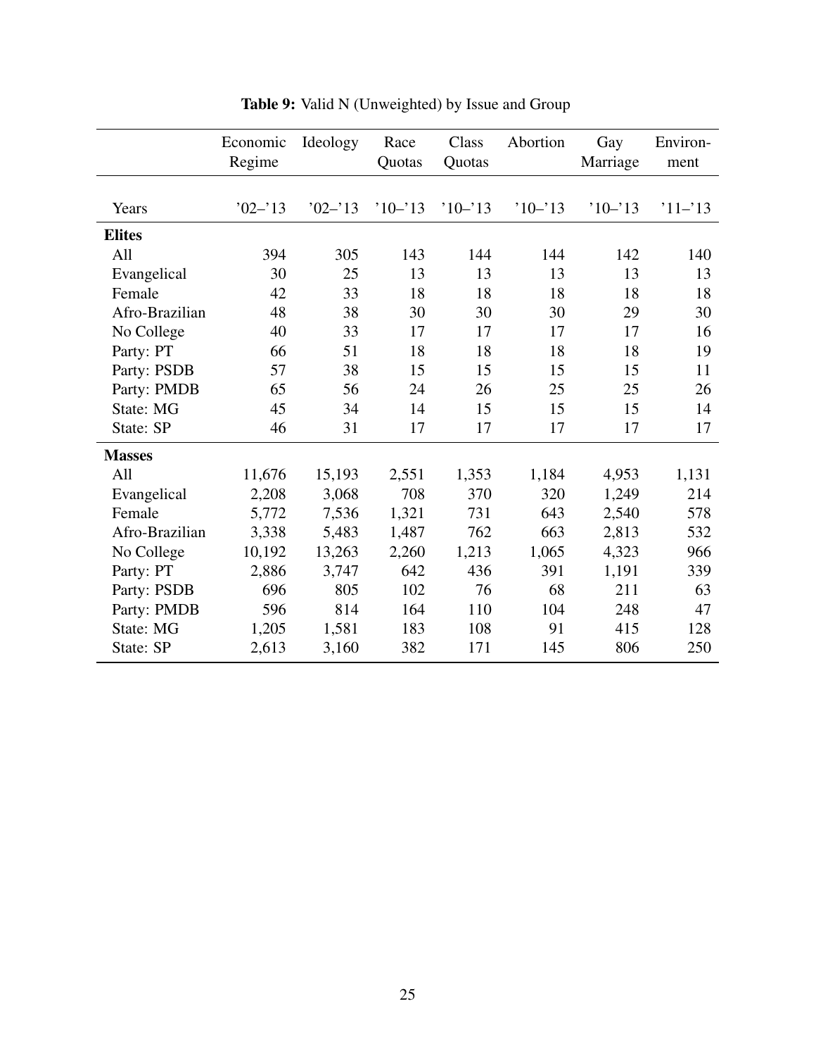**Table 9:** Valid N (Unweighted) by Issue and Group

| | Economic Regime | Ideology | Race Quotas | Class Quotas | Abortion | Gay Marriage | Environ-ment |
|---|---|---|---|---|---|---|---|
| Years | '02–'13 | '02–'13 | '10–'13 | '10–'13 | '10–'13 | '10–'13 | '11–'13 |
| **Elites** | | | | | | | |
| All | 394 | 305 | 143 | 144 | 144 | 142 | 140 |
| Evangelical | 30 | 25 | 13 | 13 | 13 | 13 | 13 |
| Female | 42 | 33 | 18 | 18 | 18 | 18 | 18 |
| Afro-Brazilian | 48 | 38 | 30 | 30 | 30 | 29 | 30 |
| No College | 40 | 33 | 17 | 17 | 17 | 17 | 16 |
| Party: PT | 66 | 51 | 18 | 18 | 18 | 18 | 19 |
| Party: PSDB | 57 | 38 | 15 | 15 | 15 | 15 | 11 |
| Party: PMDB | 65 | 56 | 24 | 26 | 25 | 25 | 26 |
| State: MG | 45 | 34 | 14 | 15 | 15 | 15 | 14 |
| State: SP | 46 | 31 | 17 | 17 | 17 | 17 | 17 |
| **Masses** | | | | | | | |
| All | 11,676 | 15,193 | 2,551 | 1,353 | 1,184 | 4,953 | 1,131 |
| Evangelical | 2,208 | 3,068 | 708 | 370 | 320 | 1,249 | 214 |
| Female | 5,772 | 7,536 | 1,321 | 731 | 643 | 2,540 | 578 |
| Afro-Brazilian | 3,338 | 5,483 | 1,487 | 762 | 663 | 2,813 | 532 |
| No College | 10,192 | 13,263 | 2,260 | 1,213 | 1,065 | 4,323 | 966 |
| Party: PT | 2,886 | 3,747 | 642 | 436 | 391 | 1,191 | 339 |
| Party: PSDB | 696 | 805 | 102 | 76 | 68 | 211 | 63 |
| Party: PMDB | 596 | 814 | 164 | 110 | 104 | 248 | 47 |
| State: MG | 1,205 | 1,581 | 183 | 108 | 91 | 415 | 128 |
| State: SP | 2,613 | 3,160 | 382 | 171 | 145 | 806 | 250 |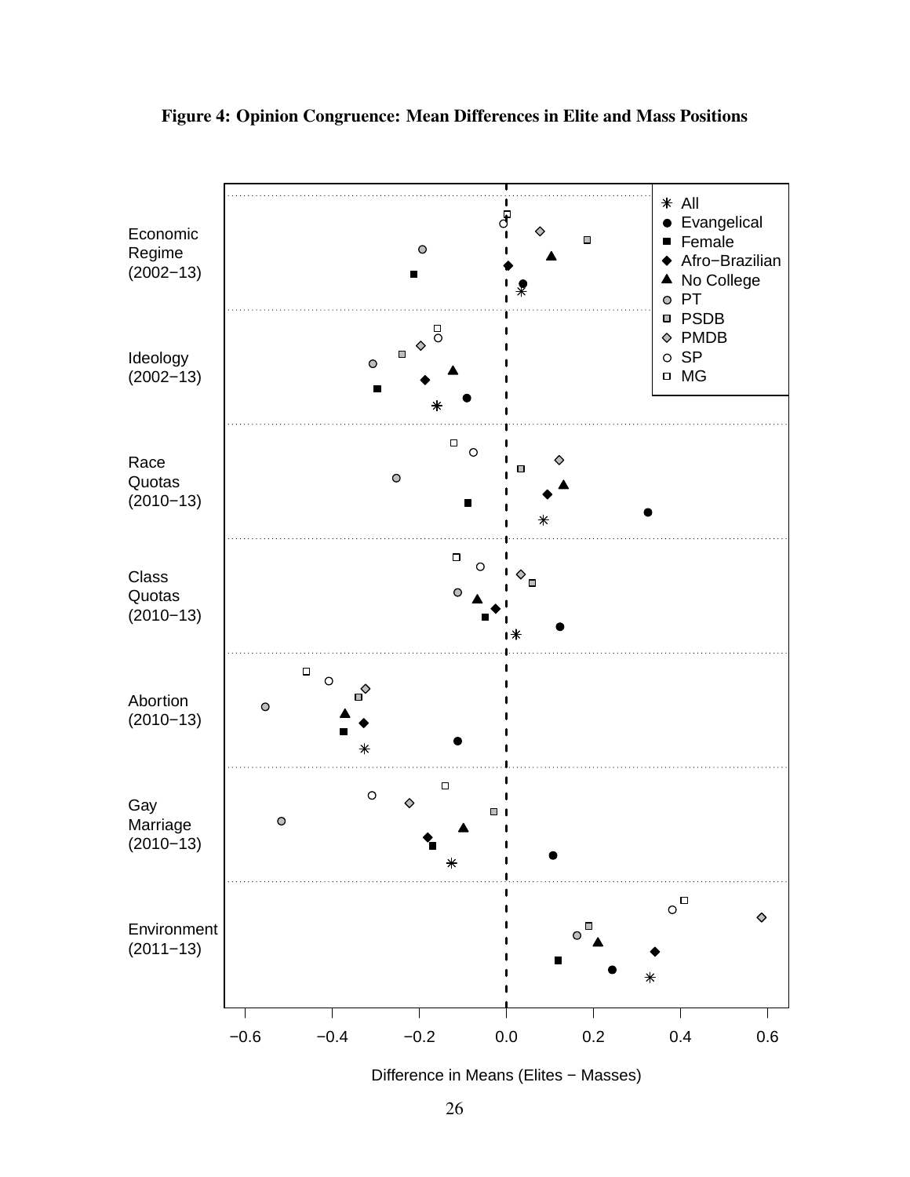**Figure 4: Opinion Congruence: Mean Differences in Elite and Mass Positions**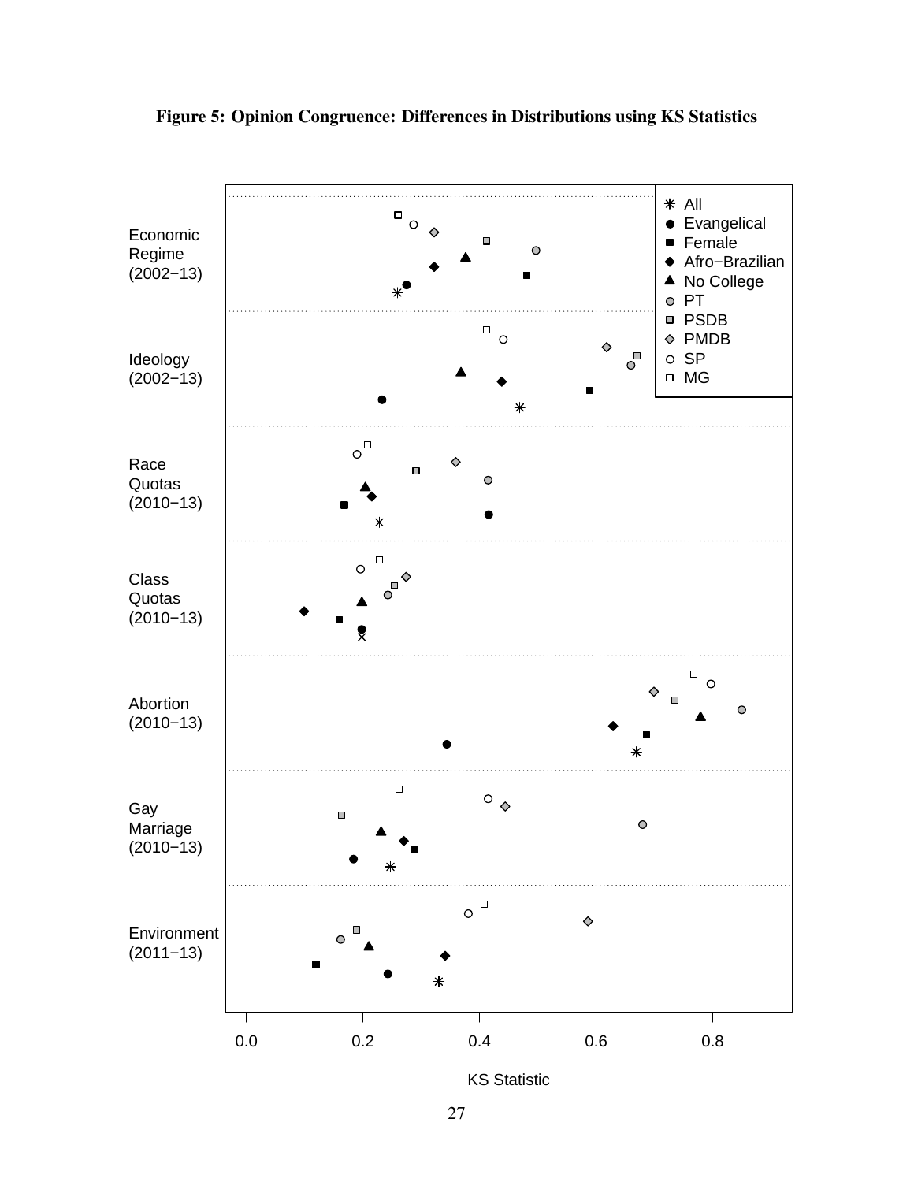**Figure 5: Opinion Congruence: Differences in Distributions using KS Statistics**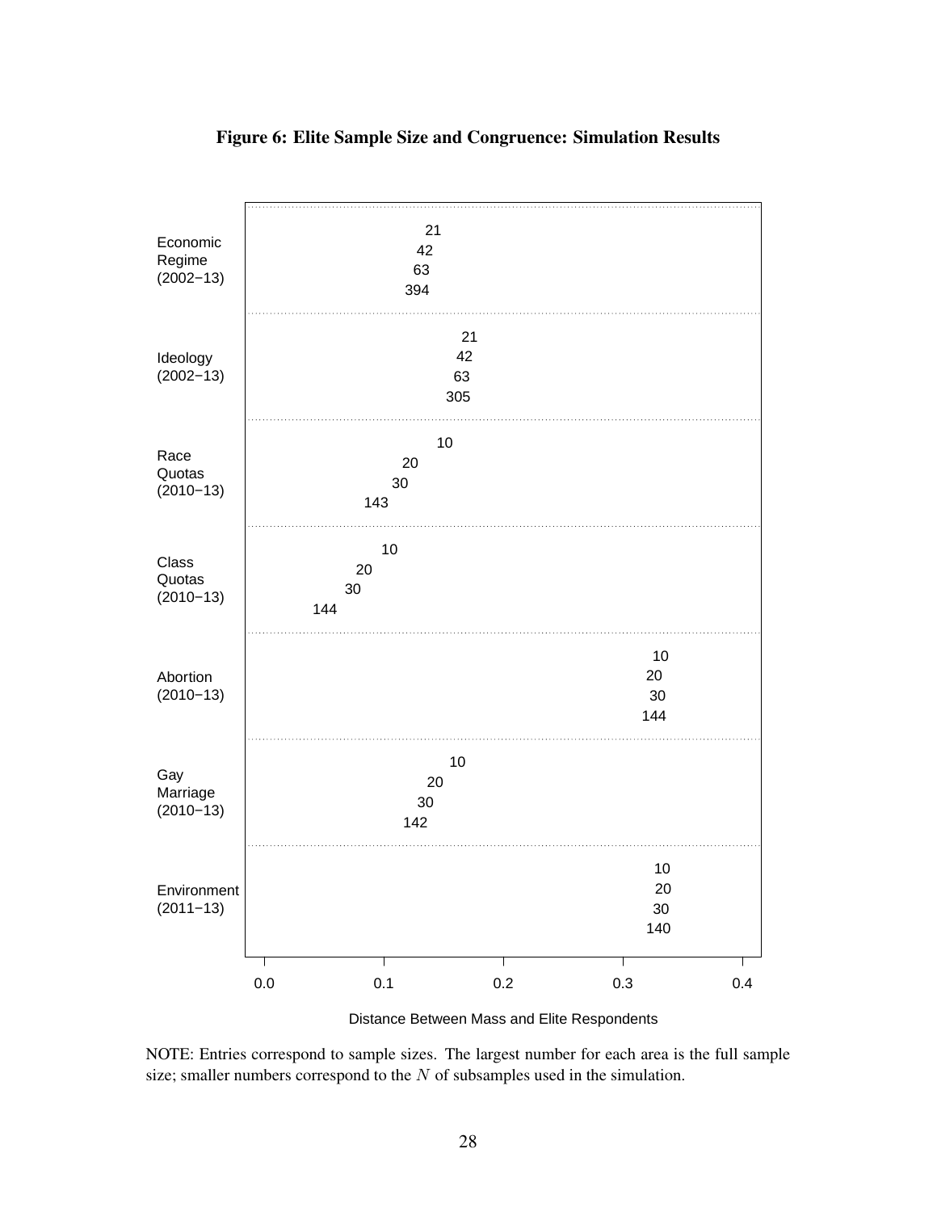**Figure 6: Elite Sample Size and Congruence: Simulation Results**

NOTE: Entries correspond to sample sizes. The largest number for each area is the full sample size; smaller numbers correspond to the $N$ of subsamples used in the simulation.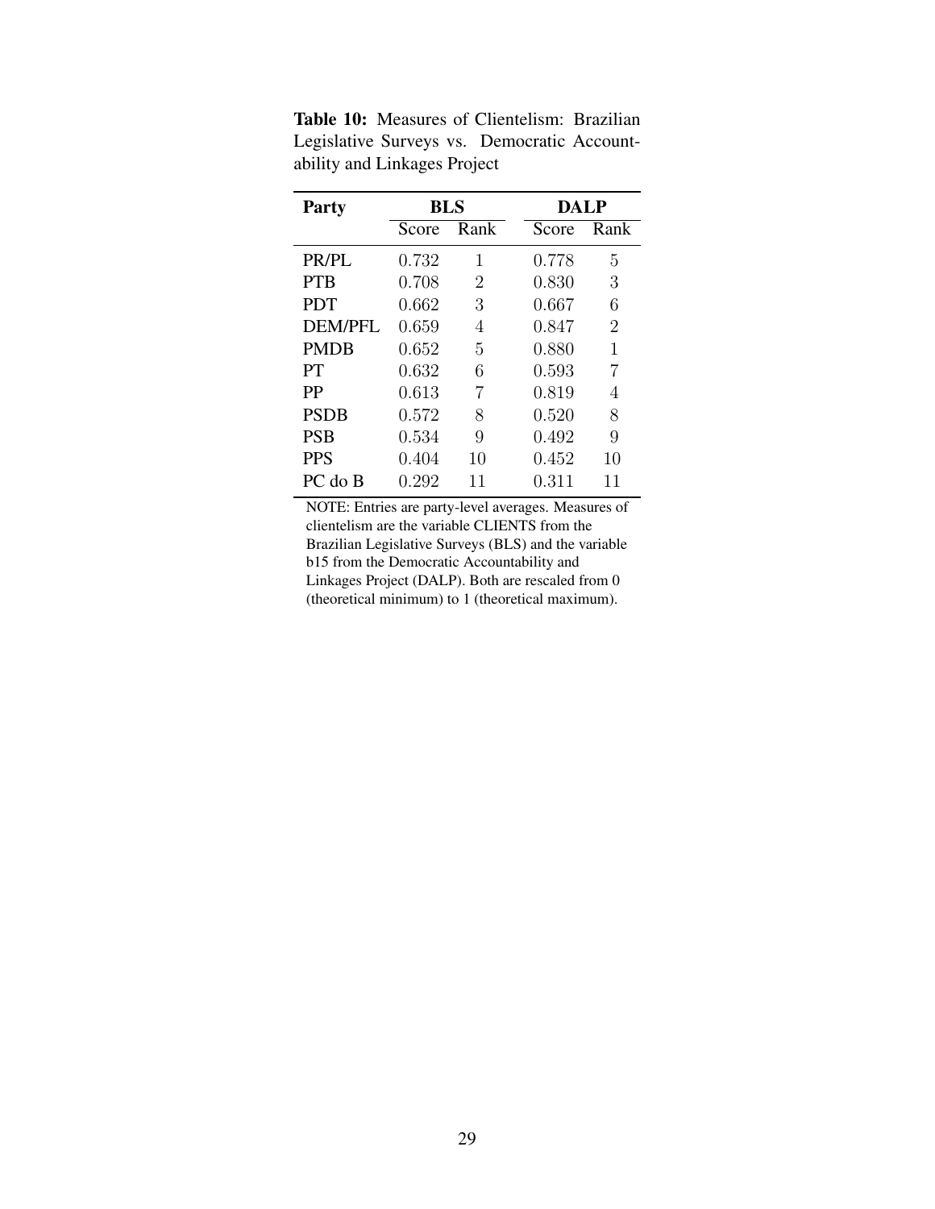**Table 10:** Measures of Clientelism: Brazilian Legislative Surveys vs. Democratic Accountability and Linkages Project

| Party | BLS | | DALP | |
|---|---|---|---|---|
| | Score | Rank | Score | Rank |
| PR/PL | 0.732 | 1 | 0.778 | 5 |
| PTB | 0.708 | 2 | 0.830 | 3 |
| PDT | 0.662 | 3 | 0.667 | 6 |
| DEM/PFL | 0.659 | 4 | 0.847 | 2 |
| PMDB | 0.652 | 5 | 0.880 | 1 |
| PT | 0.632 | 6 | 0.593 | 7 |
| PP | 0.613 | 7 | 0.819 | 4 |
| PSDB | 0.572 | 8 | 0.520 | 8 |
| PSB | 0.534 | 9 | 0.492 | 9 |
| PPS | 0.404 | 10 | 0.452 | 10 |
| PC do B | 0.292 | 11 | 0.311 | 11 |

NOTE: Entries are party-level averages. Measures of clientelism are the variable CLIENTS from the Brazilian Legislative Surveys (BLS) and the variable b15 from the Democratic Accountability and Linkages Project (DALP). Both are rescaled from 0 (theoretical minimum) to 1 (theoretical maximum).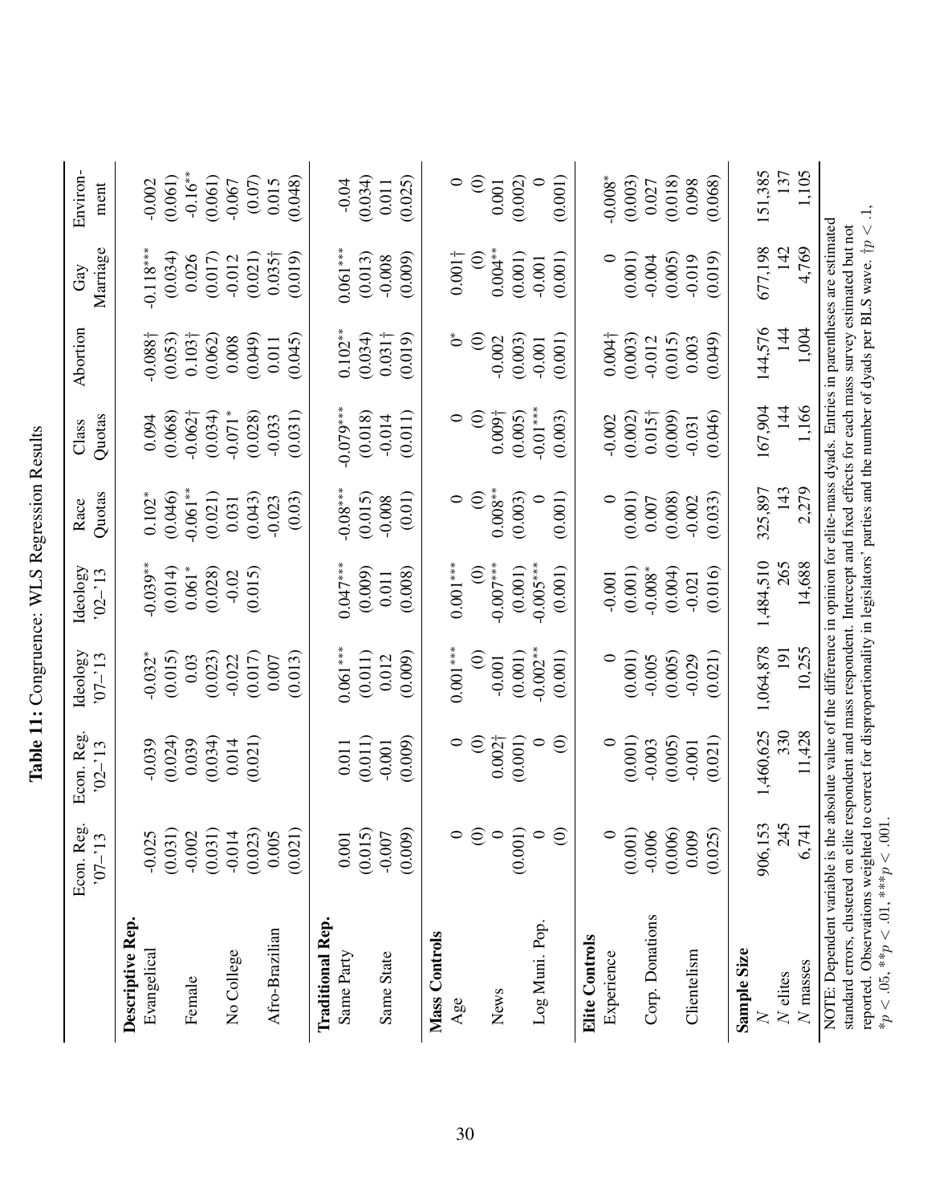**Table 11:** Congruence: WLS Regression Results

| | Econ. Reg. '07–'13 | Econ. Reg. '02–'13 | Ideology '07–'13 | Ideology '02–'13 | Race Quotas | Class Quotas | Abortion | Gay Marriage | Environ-ment |
|---|---|---|---|---|---|---|---|---|---|
| **Descriptive Rep.** | | | | | | | | | |
| Evangelical | -0.025 | -0.039 | -0.032* | -0.039** | 0.102* | 0.094 | -0.088† | -0.118*** | -0.002 |
| | (0.031) | (0.024) | (0.015) | (0.014) | (0.046) | (0.068) | (0.053) | (0.034) | (0.061) |
| Female | -0.002 | 0.039 | 0.03 | 0.061* | -0.061** | -0.062† | 0.103† | 0.026 | -0.16** |
| | (0.031) | (0.034) | (0.023) | (0.028) | (0.021) | (0.034) | (0.062) | (0.017) | (0.061) |
| No College | -0.014 | 0.014 | -0.022 | -0.02 | 0.031 | -0.071* | 0.008 | -0.012 | -0.067 |
| | (0.023) | (0.021) | (0.017) | (0.015) | (0.043) | (0.028) | (0.049) | (0.021) | (0.07) |
| Afro-Brazilian | 0.005 | | 0.007 | | -0.023 | -0.033 | 0.011 | 0.035† | 0.015 |
| | (0.021) | | (0.013) | | (0.03) | (0.031) | (0.045) | (0.019) | (0.048) |
| **Traditional Rep.** | | | | | | | | | |
| Same Party | 0.001 | 0.011 | 0.061*** | 0.047*** | -0.08*** | -0.079*** | 0.102** | 0.061*** | -0.04 |
| | (0.015) | (0.011) | (0.011) | (0.009) | (0.015) | (0.018) | (0.034) | (0.013) | (0.034) |
| Same State | -0.007 | -0.001 | 0.012 | 0.011 | -0.008 | -0.014 | 0.031† | -0.008 | 0.011 |
| | (0.009) | (0.009) | (0.009) | (0.008) | (0.01) | (0.011) | (0.019) | (0.009) | (0.025) |
| **Mass Controls** | | | | | | | | | |
| Age | 0 | 0 | 0.001*** | 0.001*** | 0 | 0 | 0* | 0.001† | 0 |
| | (0) | (0) | (0) | (0) | (0) | (0) | (0) | (0) | (0) |
| News | 0 | 0.002† | -0.001 | -0.007*** | 0.008** | 0.009† | -0.002 | 0.004** | 0.001 |
| | (0.001) | (0.001) | (0.001) | (0.001) | (0.003) | (0.005) | (0.003) | (0.001) | (0.002) |
| Log Muni. Pop. | 0 | 0 | -0.002** | -0.005*** | 0 | -0.01*** | -0.001 | -0.001 | 0 |
| | (0) | (0) | (0.001) | (0.001) | (0.001) | (0.003) | (0.001) | (0.001) | (0.001) |
| **Elite Controls** | | | | | | | | | |
| Experience | 0 | 0 | 0 | -0.001 | 0 | -0.002 | 0.004† | 0 | -0.008* |
| | (0.001) | (0.001) | (0.001) | (0.001) | (0.001) | (0.002) | (0.003) | (0.001) | (0.003) |
| Corp. Donations | -0.006 | -0.003 | -0.005 | -0.008* | 0.007 | 0.015† | -0.012 | -0.004 | 0.027 |
| | (0.006) | (0.005) | (0.005) | (0.004) | (0.008) | (0.009) | (0.015) | (0.005) | (0.018) |
| Clientelism | 0.009 | -0.001 | -0.029 | -0.021 | -0.002 | -0.031 | 0.003 | -0.019 | 0.098 |
| | (0.025) | (0.021) | (0.021) | (0.016) | (0.033) | (0.046) | (0.049) | (0.019) | (0.068) |
| **Sample Size** | | | | | | | | | |
| $N$ | 906,153 | 1,460,625 | 1,064,878 | 1,484,510 | 325,897 | 167,904 | 144,576 | 677,198 | 151,385 |
| $N$ elites | 245 | 330 | 191 | 265 | 143 | 144 | 144 | 142 | 137 |
| $N$ masses | 6,741 | 11,428 | 10,255 | 14,688 | 2,279 | 1,166 | 1,004 | 4,769 | 1,105 |

NOTE: Dependent variable is the absolute value of the difference in opinion for elite–mass dyads. Entries in parentheses are estimated standard errors, clustered on elite respondent and mass respondent. Intercept and fixed effects for each mass survey estimated but not reported. Observations weighted to correct for disproportionality in legislators' parties and the number of dyads per BLS wave. †$p < .1$, *$p < .05$, **$p < .01$, ***$p < .001$.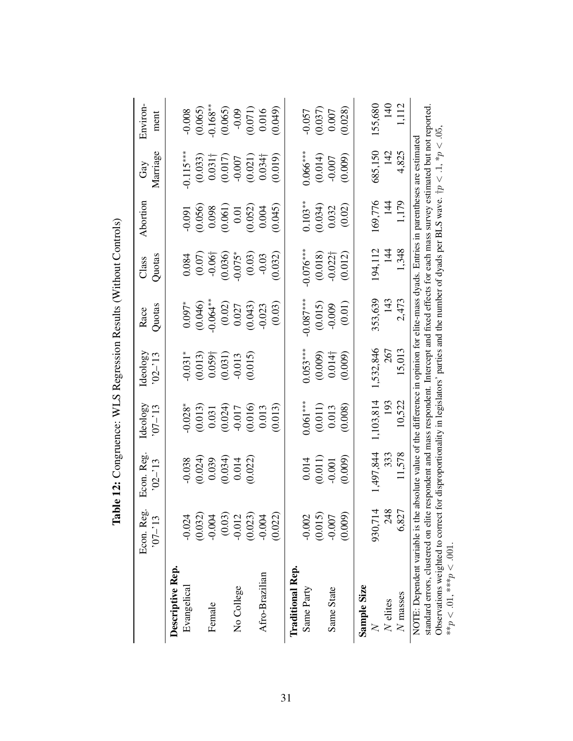**Table 12:** Congruence: WLS Regression Results (Without Controls)

| | Econ. Reg. '07–'13 | Econ. Reg. '02–'13 | Ideology '07–'13 | Ideology '02–'13 | Race Quotas | Class Quotas | Abortion | Gay Marriage | Environ-ment |
|---|---|---|---|---|---|---|---|---|---|
| **Descriptive Rep.** | | | | | | | | | |
| Evangelical | -0.024 | -0.038 | -0.028* | -0.031* | 0.097* | 0.084 | -0.091 | -0.115*** | -0.008 |
| | (0.032) | (0.024) | (0.013) | (0.013) | (0.046) | (0.07) | (0.056) | (0.033) | (0.065) |
| Female | -0.004 | 0.039 | 0.031 | 0.059† | -0.064** | -0.06† | 0.098 | 0.031† | -0.168** |
| | (0.03) | (0.034) | (0.024) | (0.031) | (0.02) | (0.036) | (0.061) | (0.017) | (0.065) |
| No College | -0.012 | 0.014 | -0.017 | -0.013 | 0.027 | -0.075* | 0.01 | -0.007 | -0.09 |
| | (0.023) | (0.022) | (0.016) | (0.015) | (0.043) | (0.03) | (0.052) | (0.021) | (0.071) |
| Afro-Brazilian | -0.004 | | 0.013 | | -0.023 | -0.03 | 0.004 | 0.034† | 0.016 |
| | (0.022) | | (0.013) | | (0.03) | (0.032) | (0.045) | (0.019) | (0.049) |
| **Traditional Rep.** | | | | | | | | | |
| Same Party | -0.002 | 0.014 | 0.061*** | 0.053*** | -0.087*** | -0.076*** | 0.103** | 0.066*** | -0.057 |
| | (0.015) | (0.011) | (0.011) | (0.009) | (0.015) | (0.018) | (0.034) | (0.014) | (0.037) |
| Same State | -0.007 | -0.001 | 0.013 | 0.014† | -0.009 | -0.022† | 0.032 | -0.007 | 0.007 |
| | (0.009) | (0.009) | (0.008) | (0.009) | (0.01) | (0.012) | (0.02) | (0.009) | (0.028) |
| **Sample Size** | | | | | | | | | |
| $N$ | 930,714 | 1,497,844 | 1,103,814 | 1,532,846 | 353,639 | 194,112 | 169,776 | 685,150 | 155,680 |
| $N$ elites | 248 | 333 | 193 | 267 | 143 | 144 | 144 | 142 | 140 |
| $N$ masses | 6,827 | 11,578 | 10,522 | 15,013 | 2,473 | 1,348 | 1,179 | 4,825 | 1,112 |

NOTE: Dependent variable is the absolute value of the difference in opinion for elite-mass dyads. Entries in parentheses are estimated standard errors, clustered on elite respondent and mass respondent. Intercept and fixed effects for each mass survey estimated but not reported. Observations weighted to correct for disproportionality in legislators' parties and the number of dyads per BLS wave. $\dagger p < .1$, $*p < .05$, $**p < .01$, $***p < .001$.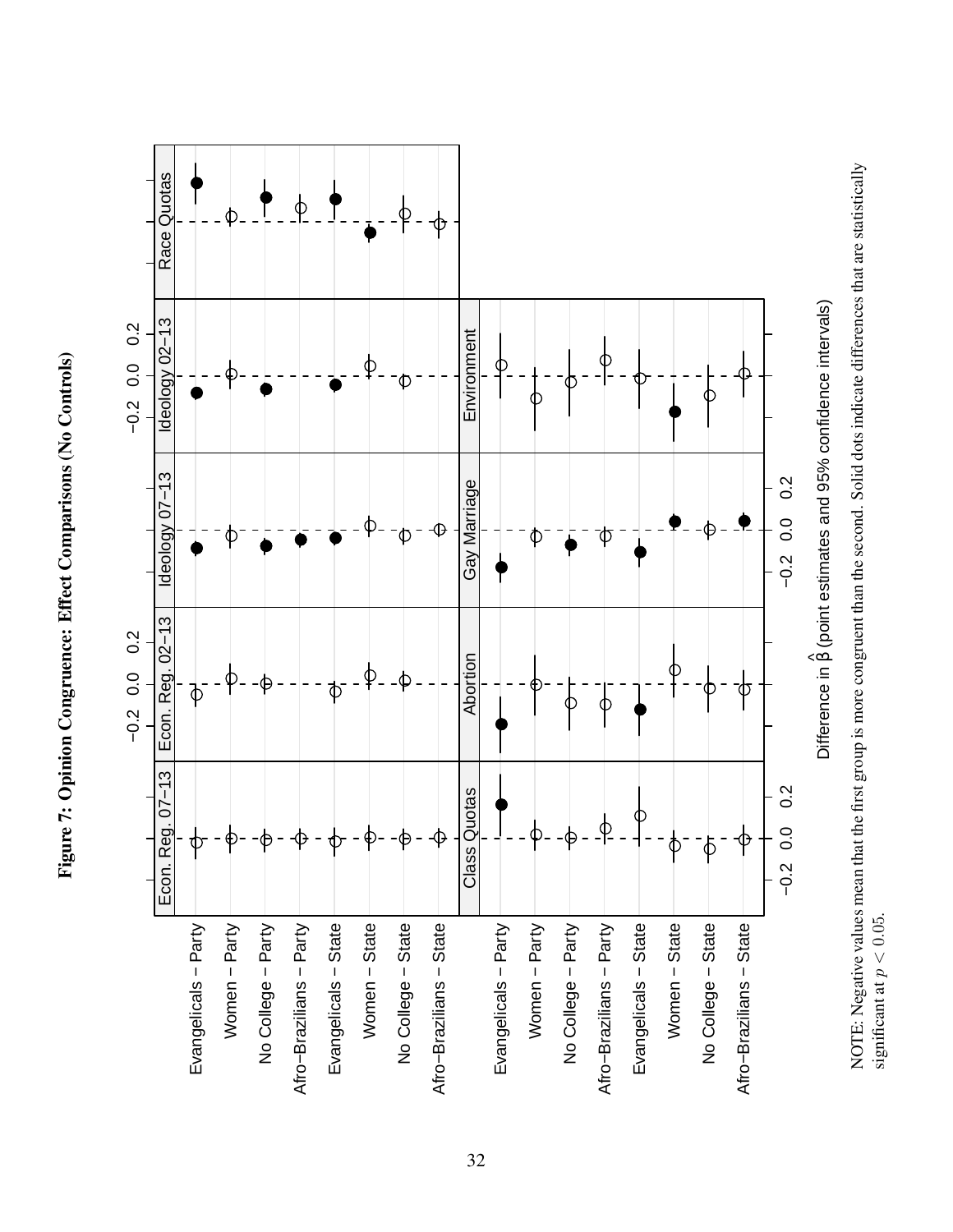**Figure 7: Opinion Congruence: Effect Comparisons (No Controls)**

NOTE: Negative values mean that the first group is more congruent than the second. Solid dots indicate differences that are statistically significant at $p < 0.05$.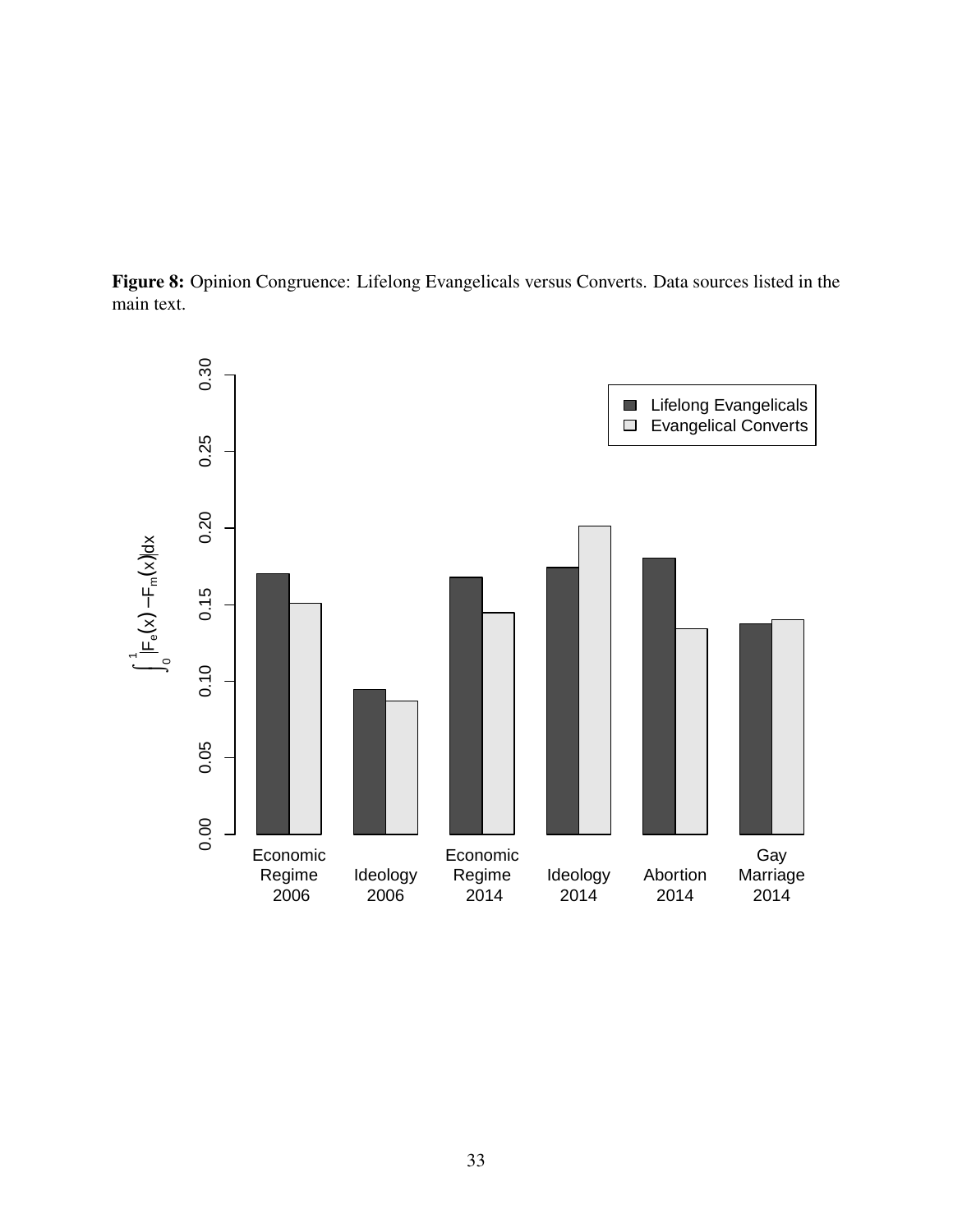**Figure 8:** Opinion Congruence: Lifelong Evangelicals versus Converts. Data sources listed in the main text.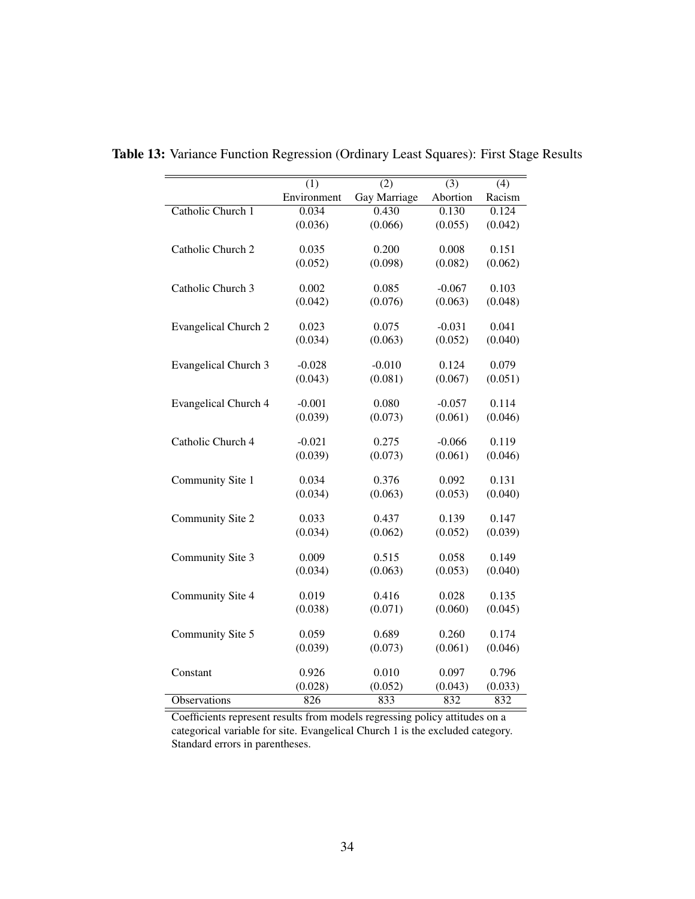**Table 13:** Variance Function Regression (Ordinary Least Squares): First Stage Results

| | (1) | (2) | (3) | (4) |
|---|---|---|---|---|
| | Environment | Gay Marriage | Abortion | Racism |
| Catholic Church 1 | 0.034 | 0.430 | 0.130 | 0.124 |
| | (0.036) | (0.066) | (0.055) | (0.042) |
| Catholic Church 2 | 0.035 | 0.200 | 0.008 | 0.151 |
| | (0.052) | (0.098) | (0.082) | (0.062) |
| Catholic Church 3 | 0.002 | 0.085 | -0.067 | 0.103 |
| | (0.042) | (0.076) | (0.063) | (0.048) |
| Evangelical Church 2 | 0.023 | 0.075 | -0.031 | 0.041 |
| | (0.034) | (0.063) | (0.052) | (0.040) |
| Evangelical Church 3 | -0.028 | -0.010 | 0.124 | 0.079 |
| | (0.043) | (0.081) | (0.067) | (0.051) |
| Evangelical Church 4 | -0.001 | 0.080 | -0.057 | 0.114 |
| | (0.039) | (0.073) | (0.061) | (0.046) |
| Catholic Church 4 | -0.021 | 0.275 | -0.066 | 0.119 |
| | (0.039) | (0.073) | (0.061) | (0.046) |
| Community Site 1 | 0.034 | 0.376 | 0.092 | 0.131 |
| | (0.034) | (0.063) | (0.053) | (0.040) |
| Community Site 2 | 0.033 | 0.437 | 0.139 | 0.147 |
| | (0.034) | (0.062) | (0.052) | (0.039) |
| Community Site 3 | 0.009 | 0.515 | 0.058 | 0.149 |
| | (0.034) | (0.063) | (0.053) | (0.040) |
| Community Site 4 | 0.019 | 0.416 | 0.028 | 0.135 |
| | (0.038) | (0.071) | (0.060) | (0.045) |
| Community Site 5 | 0.059 | 0.689 | 0.260 | 0.174 |
| | (0.039) | (0.073) | (0.061) | (0.046) |
| Constant | 0.926 | 0.010 | 0.097 | 0.796 |
| | (0.028) | (0.052) | (0.043) | (0.033) |
| Observations | 826 | 833 | 832 | 832 |

Coefficients represent results from models regressing policy attitudes on a categorical variable for site. Evangelical Church 1 is the excluded category. Standard errors in parentheses.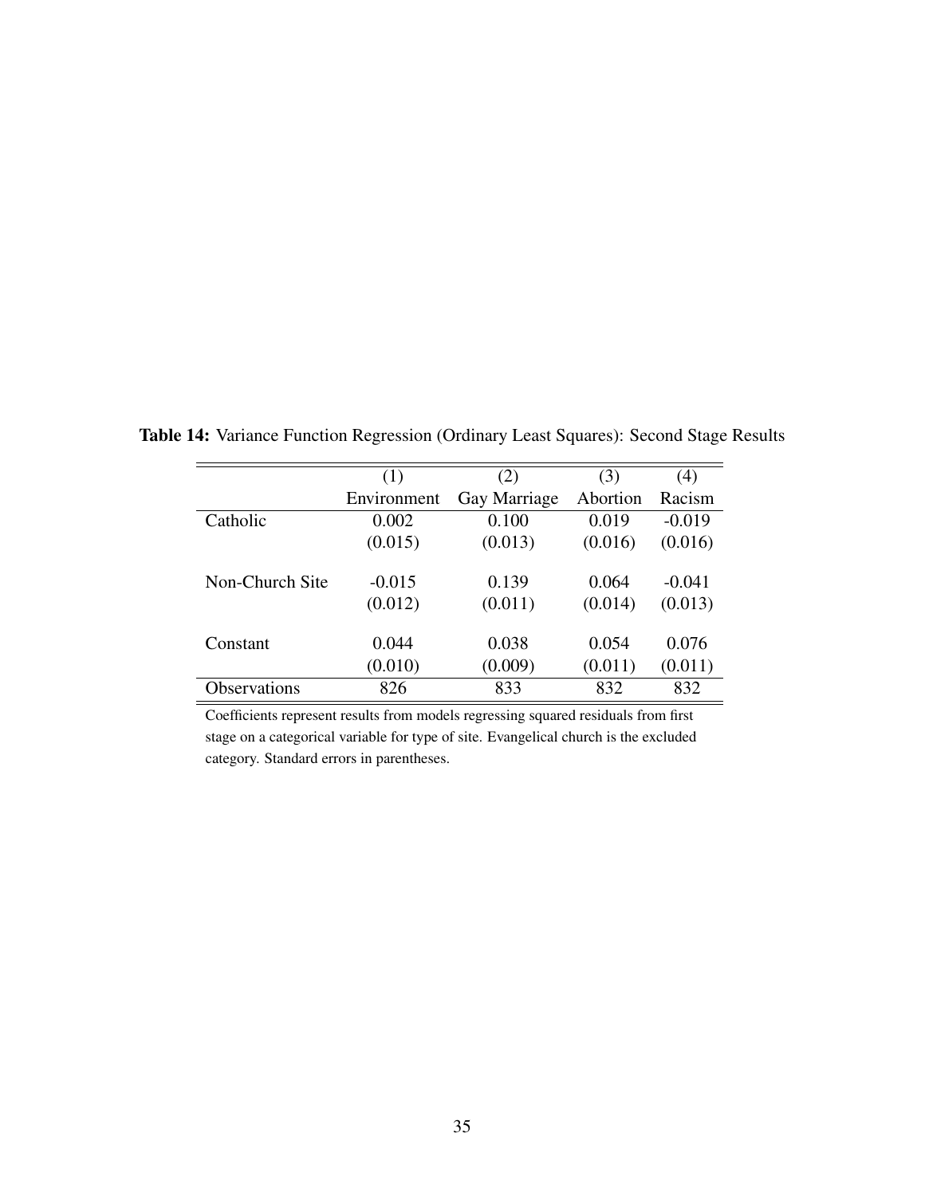**Table 14:** Variance Function Regression (Ordinary Least Squares): Second Stage Results

| | (1) | (2) | (3) | (4) |
|---|---|---|---|---|
| | Environment | Gay Marriage | Abortion | Racism |
| Catholic | 0.002 | 0.100 | 0.019 | -0.019 |
| | (0.015) | (0.013) | (0.016) | (0.016) |
| Non-Church Site | -0.015 | 0.139 | 0.064 | -0.041 |
| | (0.012) | (0.011) | (0.014) | (0.013) |
| Constant | 0.044 | 0.038 | 0.054 | 0.076 |
| | (0.010) | (0.009) | (0.011) | (0.011) |
| Observations | 826 | 833 | 832 | 832 |

Coefficients represent results from models regressing squared residuals from first stage on a categorical variable for type of site. Evangelical church is the excluded category. Standard errors in parentheses.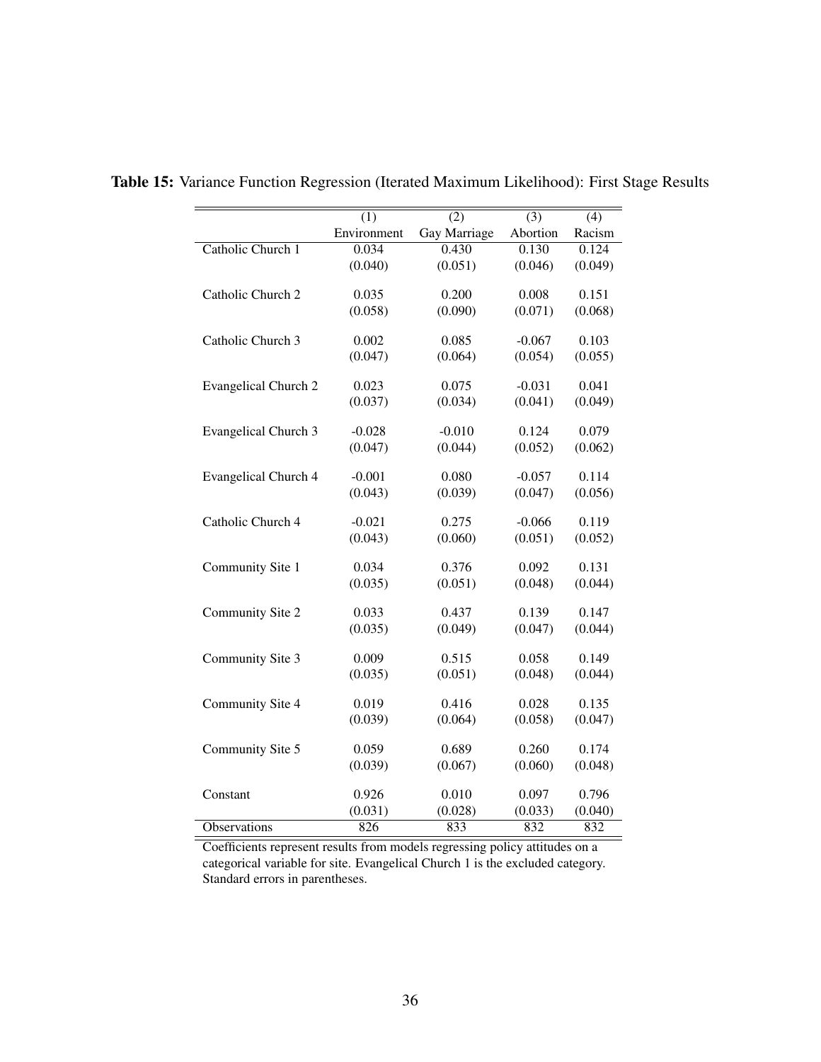**Table 15:** Variance Function Regression (Iterated Maximum Likelihood): First Stage Results

| | (1) | (2) | (3) | (4) |
|---|---|---|---|---|
| | Environment | Gay Marriage | Abortion | Racism |
| Catholic Church 1 | 0.034 | 0.430 | 0.130 | 0.124 |
| | (0.040) | (0.051) | (0.046) | (0.049) |
| Catholic Church 2 | 0.035 | 0.200 | 0.008 | 0.151 |
| | (0.058) | (0.090) | (0.071) | (0.068) |
| Catholic Church 3 | 0.002 | 0.085 | -0.067 | 0.103 |
| | (0.047) | (0.064) | (0.054) | (0.055) |
| Evangelical Church 2 | 0.023 | 0.075 | -0.031 | 0.041 |
| | (0.037) | (0.034) | (0.041) | (0.049) |
| Evangelical Church 3 | -0.028 | -0.010 | 0.124 | 0.079 |
| | (0.047) | (0.044) | (0.052) | (0.062) |
| Evangelical Church 4 | -0.001 | 0.080 | -0.057 | 0.114 |
| | (0.043) | (0.039) | (0.047) | (0.056) |
| Catholic Church 4 | -0.021 | 0.275 | -0.066 | 0.119 |
| | (0.043) | (0.060) | (0.051) | (0.052) |
| Community Site 1 | 0.034 | 0.376 | 0.092 | 0.131 |
| | (0.035) | (0.051) | (0.048) | (0.044) |
| Community Site 2 | 0.033 | 0.437 | 0.139 | 0.147 |
| | (0.035) | (0.049) | (0.047) | (0.044) |
| Community Site 3 | 0.009 | 0.515 | 0.058 | 0.149 |
| | (0.035) | (0.051) | (0.048) | (0.044) |
| Community Site 4 | 0.019 | 0.416 | 0.028 | 0.135 |
| | (0.039) | (0.064) | (0.058) | (0.047) |
| Community Site 5 | 0.059 | 0.689 | 0.260 | 0.174 |
| | (0.039) | (0.067) | (0.060) | (0.048) |
| Constant | 0.926 | 0.010 | 0.097 | 0.796 |
| | (0.031) | (0.028) | (0.033) | (0.040) |
| Observations | 826 | 833 | 832 | 832 |

Coefficients represent results from models regressing policy attitudes on a categorical variable for site. Evangelical Church 1 is the excluded category. Standard errors in parentheses.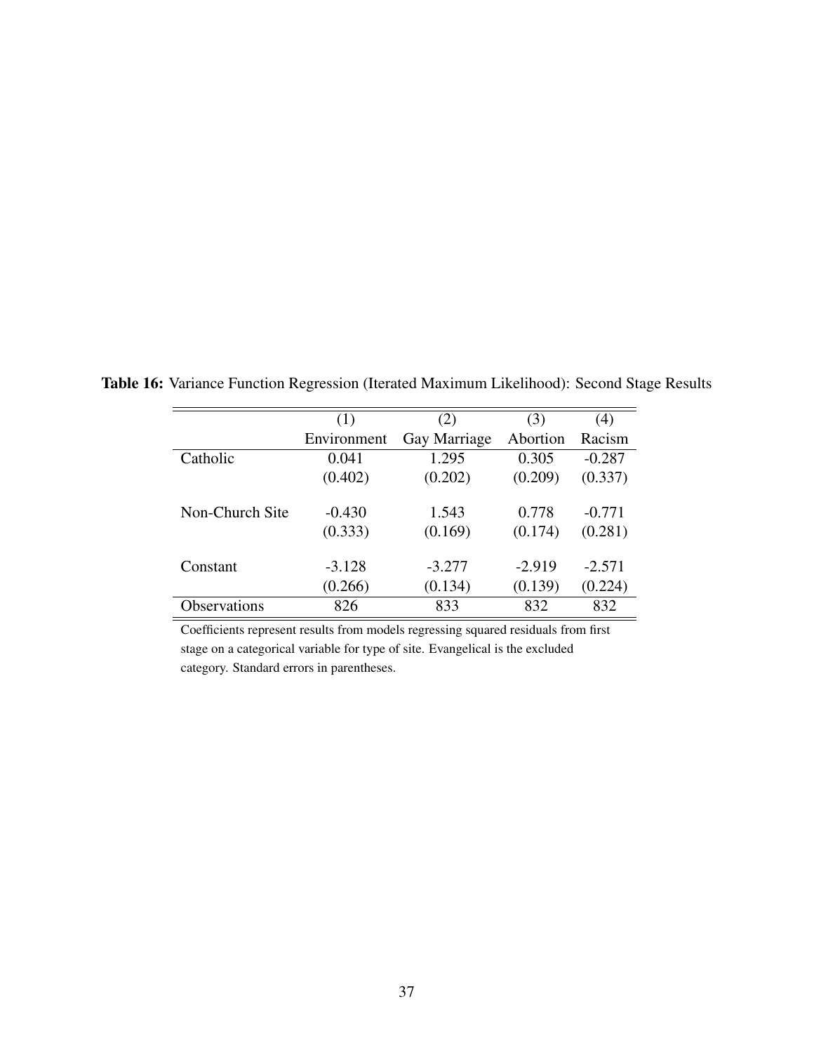**Table 16:** Variance Function Regression (Iterated Maximum Likelihood): Second Stage Results

| | (1) | (2) | (3) | (4) |
|---|---|---|---|---|
| | Environment | Gay Marriage | Abortion | Racism |
| Catholic | 0.041 | 1.295 | 0.305 | -0.287 |
| | (0.402) | (0.202) | (0.209) | (0.337) |
| Non-Church Site | -0.430 | 1.543 | 0.778 | -0.771 |
| | (0.333) | (0.169) | (0.174) | (0.281) |
| Constant | -3.128 | -3.277 | -2.919 | -2.571 |
| | (0.266) | (0.134) | (0.139) | (0.224) |
| Observations | 826 | 833 | 832 | 832 |

Coefficients represent results from models regressing squared residuals from first stage on a categorical variable for type of site. Evangelical is the excluded category. Standard errors in parentheses.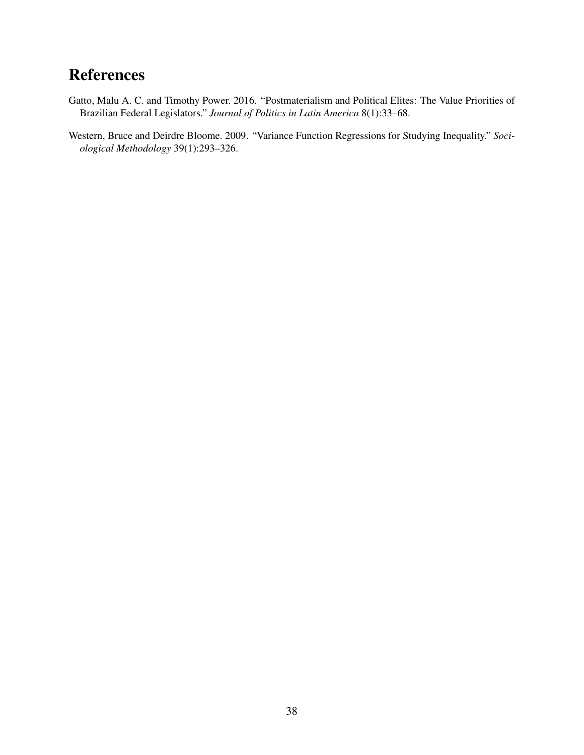# References

Gatto, Malu A. C. and Timothy Power. 2016. "Postmaterialism and Political Elites: The Value Priorities of Brazilian Federal Legislators." *Journal of Politics in Latin America* 8(1):33–68.

Western, Bruce and Deirdre Bloome. 2009. "Variance Function Regressions for Studying Inequality." *Sociological Methodology* 39(1):293–326.